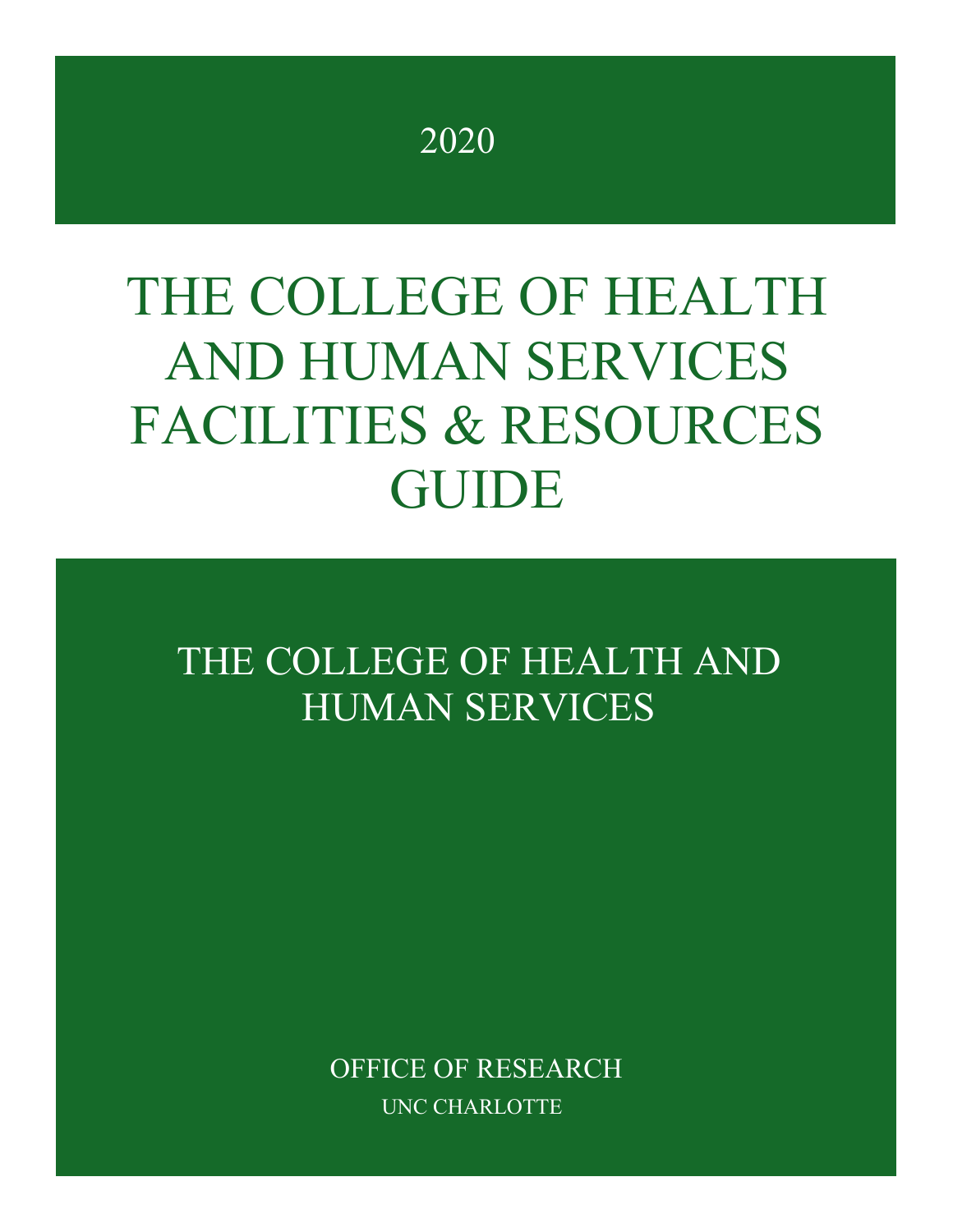2020

# THE COLLEGE OF HEALTH AND HUMAN SERVICES FACILITIES & RESOURCES GUIDE

## THE COLLEGE OF HEALTH AND HUMAN SERVICES

OFFICE OF RESEARCH

UNC CHARLOTTE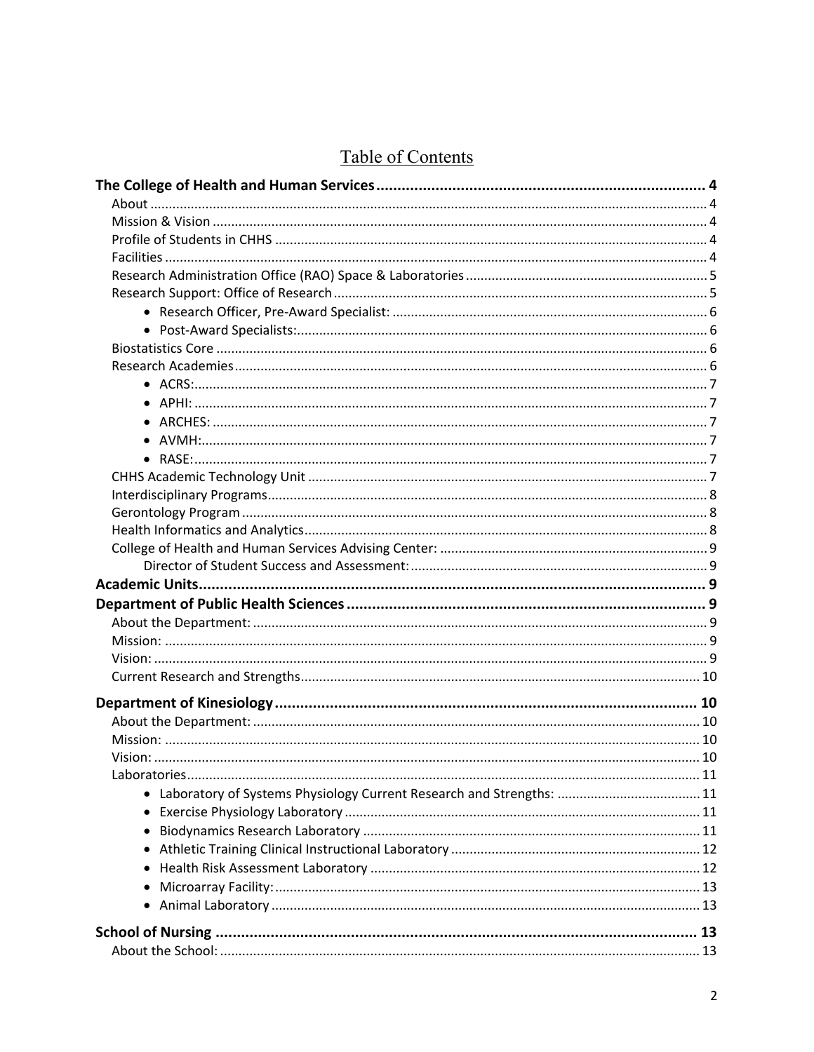# Table of Contents

**The College of Health and Human Services .... 4**

- About .... 4
- Mission & Vision .... 4
- Profile of Students in CHHS .... 4
- Facilities .... 4
- Research Administration Office (RAO) Space & Laboratories .... 5
- Research Support: Office of Research .... 5
  - Research Officer, Pre-Award Specialist: .... 6
  - Post-Award Specialists: .... 6
- Biostatistics Core .... 6
- Research Academies .... 6
  - ACRS: .... 7
  - APHI: .... 7
  - ARCHES: .... 7
  - AVMH: .... 7
  - RASE: .... 7
- CHHS Academic Technology Unit .... 7
- Interdisciplinary Programs .... 8
- Gerontology Program .... 8
- Health Informatics and Analytics .... 8
- College of Health and Human Services Advising Center: .... 9
  - Director of Student Success and Assessment: .... 9

**Academic Units .... 9**

**Department of Public Health Sciences .... 9**

- About the Department: .... 9
- Mission: .... 9
- Vision: .... 9
- Current Research and Strengths .... 10

**Department of Kinesiology .... 10**

- About the Department: .... 10
- Mission: .... 10
- Vision: .... 10
- Laboratories .... 11
  - Laboratory of Systems Physiology Current Research and Strengths: .... 11
  - Exercise Physiology Laboratory .... 11
  - Biodynamics Research Laboratory .... 11
  - Athletic Training Clinical Instructional Laboratory .... 12
  - Health Risk Assessment Laboratory .... 12
  - Microarray Facility: .... 13
  - Animal Laboratory .... 13

**School of Nursing .... 13**

- About the School: .... 13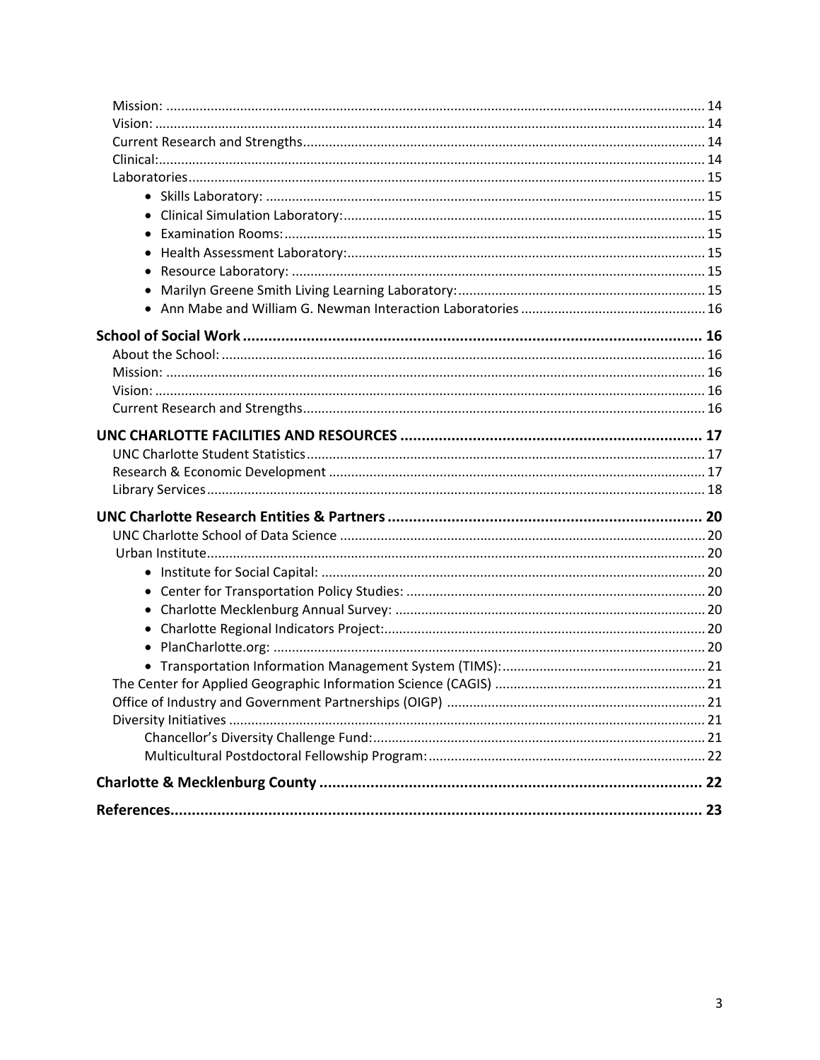Mission: 14
Vision: 14
Current Research and Strengths 14
Clinical: 14
Laboratories 15

- Skills Laboratory: 15
- Clinical Simulation Laboratory: 15
- Examination Rooms: 15
- Health Assessment Laboratory: 15
- Resource Laboratory: 15
- Marilyn Greene Smith Living Learning Laboratory: 15
- Ann Mabe and William G. Newman Interaction Laboratories 16

**School of Social Work 16**

About the School: 16
Mission: 16
Vision: 16
Current Research and Strengths 16

**UNC CHARLOTTE FACILITIES AND RESOURCES 17**

UNC Charlotte Student Statistics 17
Research & Economic Development 17
Library Services 18

**UNC Charlotte Research Entities & Partners 20**

UNC Charlotte School of Data Science 20
Urban Institute 20

- Institute for Social Capital: 20
- Center for Transportation Policy Studies: 20
- Charlotte Mecklenburg Annual Survey: 20
- Charlotte Regional Indicators Project: 20
- PlanCharlotte.org: 20
- Transportation Information Management System (TIMS): 21

The Center for Applied Geographic Information Science (CAGIS) 21
Office of Industry and Government Partnerships (OIGP) 21
Diversity Initiatives 21
Chancellor's Diversity Challenge Fund: 21
Multicultural Postdoctoral Fellowship Program: 22

**Charlotte & Mecklenburg County 22**

**References 23**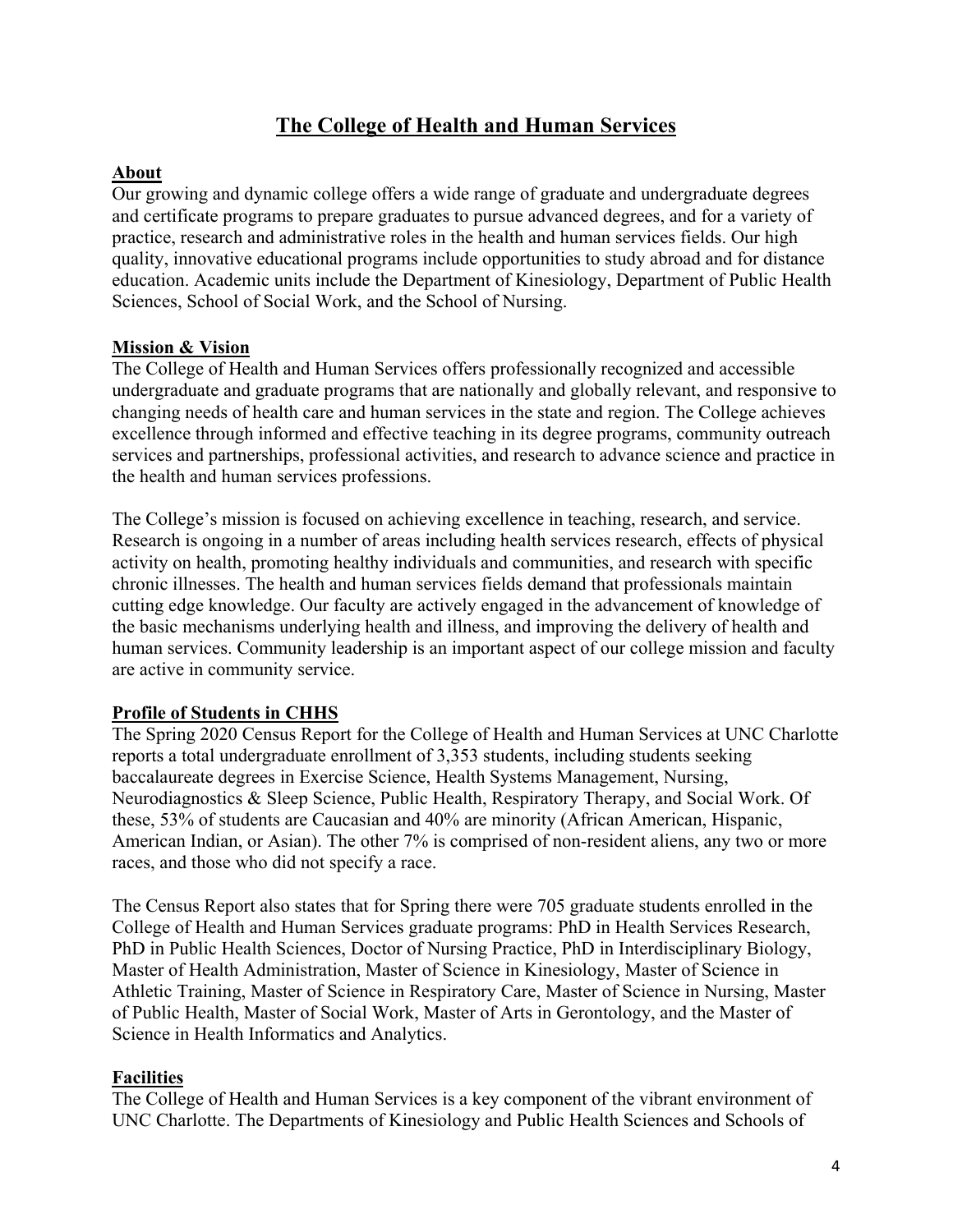# The College of Health and Human Services

## About

Our growing and dynamic college offers a wide range of graduate and undergraduate degrees and certificate programs to prepare graduates to pursue advanced degrees, and for a variety of practice, research and administrative roles in the health and human services fields. Our high quality, innovative educational programs include opportunities to study abroad and for distance education. Academic units include the Department of Kinesiology, Department of Public Health Sciences, School of Social Work, and the School of Nursing.

## Mission & Vision

The College of Health and Human Services offers professionally recognized and accessible undergraduate and graduate programs that are nationally and globally relevant, and responsive to changing needs of health care and human services in the state and region. The College achieves excellence through informed and effective teaching in its degree programs, community outreach services and partnerships, professional activities, and research to advance science and practice in the health and human services professions.

The College's mission is focused on achieving excellence in teaching, research, and service. Research is ongoing in a number of areas including health services research, effects of physical activity on health, promoting healthy individuals and communities, and research with specific chronic illnesses. The health and human services fields demand that professionals maintain cutting edge knowledge. Our faculty are actively engaged in the advancement of knowledge of the basic mechanisms underlying health and illness, and improving the delivery of health and human services. Community leadership is an important aspect of our college mission and faculty are active in community service.

## Profile of Students in CHHS

The Spring 2020 Census Report for the College of Health and Human Services at UNC Charlotte reports a total undergraduate enrollment of 3,353 students, including students seeking baccalaureate degrees in Exercise Science, Health Systems Management, Nursing, Neurodiagnostics & Sleep Science, Public Health, Respiratory Therapy, and Social Work. Of these, 53% of students are Caucasian and 40% are minority (African American, Hispanic, American Indian, or Asian). The other 7% is comprised of non-resident aliens, any two or more races, and those who did not specify a race.

The Census Report also states that for Spring there were 705 graduate students enrolled in the College of Health and Human Services graduate programs: PhD in Health Services Research, PhD in Public Health Sciences, Doctor of Nursing Practice, PhD in Interdisciplinary Biology, Master of Health Administration, Master of Science in Kinesiology, Master of Science in Athletic Training, Master of Science in Respiratory Care, Master of Science in Nursing, Master of Public Health, Master of Social Work, Master of Arts in Gerontology, and the Master of Science in Health Informatics and Analytics.

## Facilities

The College of Health and Human Services is a key component of the vibrant environment of UNC Charlotte. The Departments of Kinesiology and Public Health Sciences and Schools of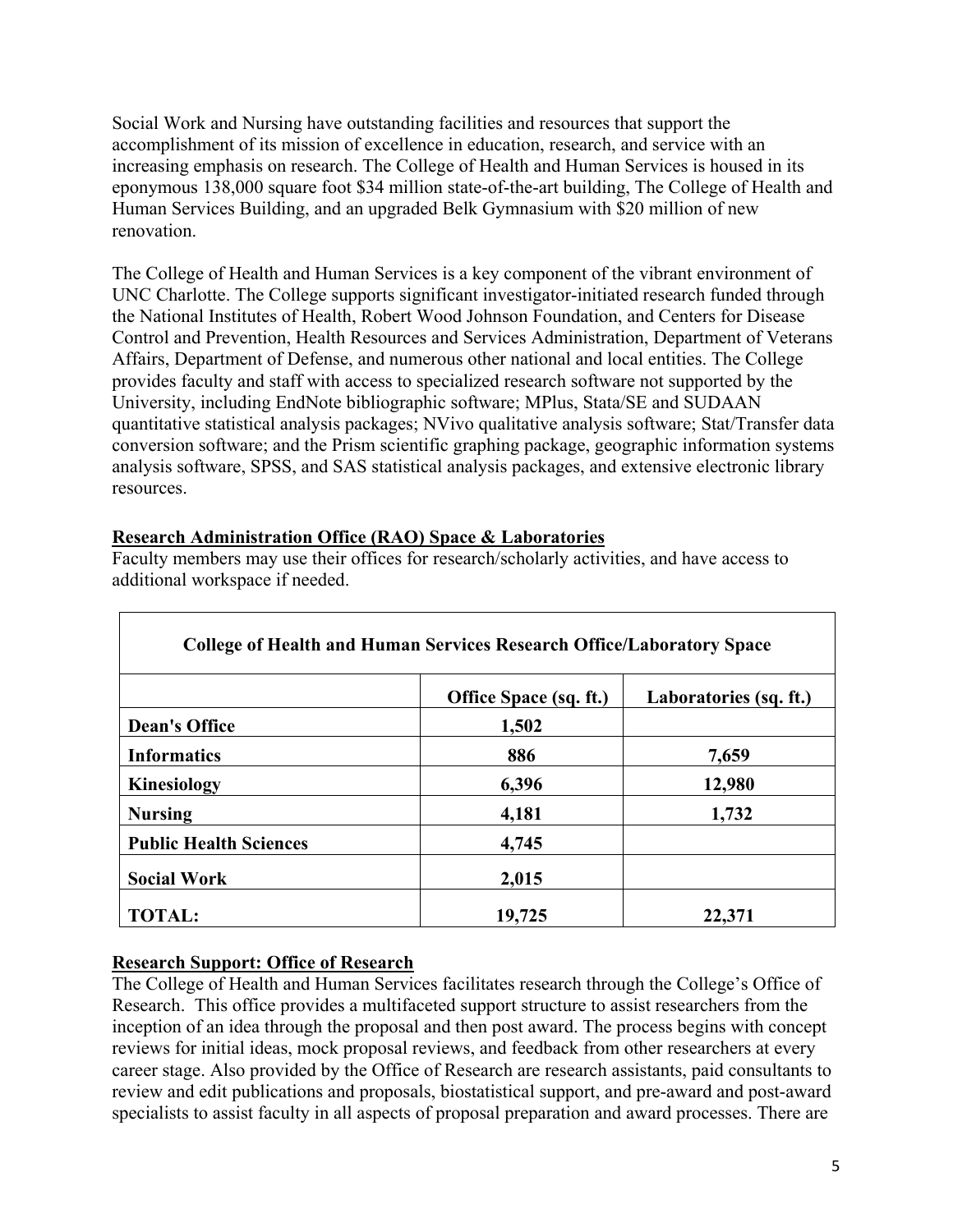Social Work and Nursing have outstanding facilities and resources that support the accomplishment of its mission of excellence in education, research, and service with an increasing emphasis on research. The College of Health and Human Services is housed in its eponymous 138,000 square foot $34 million state-of-the-art building, The College of Health and Human Services Building, and an upgraded Belk Gymnasium with $20 million of new renovation.

The College of Health and Human Services is a key component of the vibrant environment of UNC Charlotte. The College supports significant investigator-initiated research funded through the National Institutes of Health, Robert Wood Johnson Foundation, and Centers for Disease Control and Prevention, Health Resources and Services Administration, Department of Veterans Affairs, Department of Defense, and numerous other national and local entities. The College provides faculty and staff with access to specialized research software not supported by the University, including EndNote bibliographic software; MPlus, Stata/SE and SUDAAN quantitative statistical analysis packages; NVivo qualitative analysis software; Stat/Transfer data conversion software; and the Prism scientific graphing package, geographic information systems analysis software, SPSS, and SAS statistical analysis packages, and extensive electronic library resources.

## Research Administration Office (RAO) Space & Laboratories

Faculty members may use their offices for research/scholarly activities, and have access to additional workspace if needed.

| College of Health and Human Services Research Office/Laboratory Space | | |
|---|---|---|
| | **Office Space (sq. ft.)** | **Laboratories (sq. ft.)** |
| **Dean's Office** | **1,502** | |
| **Informatics** | **886** | **7,659** |
| **Kinesiology** | **6,396** | **12,980** |
| **Nursing** | **4,181** | **1,732** |
| **Public Health Sciences** | **4,745** | |
| **Social Work** | **2,015** | |
| **TOTAL:** | **19,725** | **22,371** |

## Research Support: Office of Research

The College of Health and Human Services facilitates research through the College's Office of Research. This office provides a multifaceted support structure to assist researchers from the inception of an idea through the proposal and then post award. The process begins with concept reviews for initial ideas, mock proposal reviews, and feedback from other researchers at every career stage. Also provided by the Office of Research are research assistants, paid consultants to review and edit publications and proposals, biostatistical support, and pre-award and post-award specialists to assist faculty in all aspects of proposal preparation and award processes. There are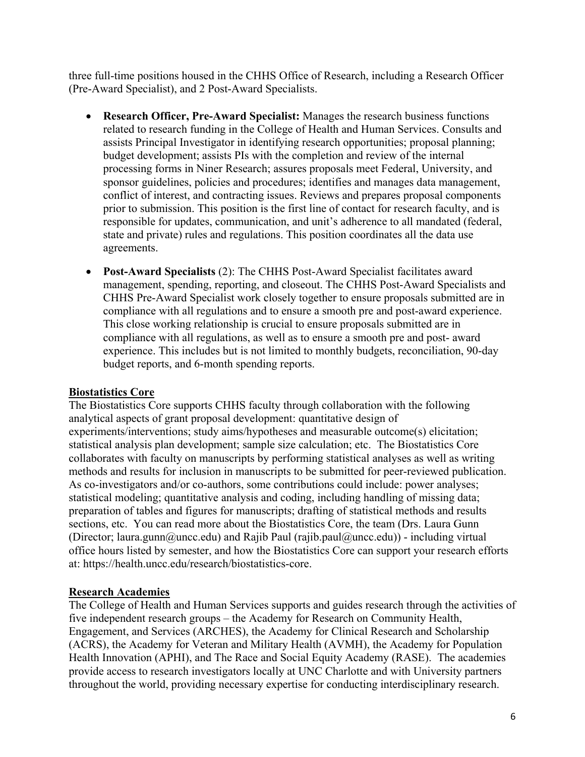three full-time positions housed in the CHHS Office of Research, including a Research Officer (Pre-Award Specialist), and 2 Post-Award Specialists.

- **Research Officer, Pre-Award Specialist:** Manages the research business functions related to research funding in the College of Health and Human Services. Consults and assists Principal Investigator in identifying research opportunities; proposal planning; budget development; assists PIs with the completion and review of the internal processing forms in Niner Research; assures proposals meet Federal, University, and sponsor guidelines, policies and procedures; identifies and manages data management, conflict of interest, and contracting issues. Reviews and prepares proposal components prior to submission. This position is the first line of contact for research faculty, and is responsible for updates, communication, and unit's adherence to all mandated (federal, state and private) rules and regulations. This position coordinates all the data use agreements.
- **Post-Award Specialists** (2): The CHHS Post-Award Specialist facilitates award management, spending, reporting, and closeout. The CHHS Post-Award Specialists and CHHS Pre-Award Specialist work closely together to ensure proposals submitted are in compliance with all regulations and to ensure a smooth pre and post-award experience. This close working relationship is crucial to ensure proposals submitted are in compliance with all regulations, as well as to ensure a smooth pre and post- award experience. This includes but is not limited to monthly budgets, reconciliation, 90-day budget reports, and 6-month spending reports.

**Biostatistics Core**

The Biostatistics Core supports CHHS faculty through collaboration with the following analytical aspects of grant proposal development: quantitative design of experiments/interventions; study aims/hypotheses and measurable outcome(s) elicitation; statistical analysis plan development; sample size calculation; etc. The Biostatistics Core collaborates with faculty on manuscripts by performing statistical analyses as well as writing methods and results for inclusion in manuscripts to be submitted for peer-reviewed publication. As co-investigators and/or co-authors, some contributions could include: power analyses; statistical modeling; quantitative analysis and coding, including handling of missing data; preparation of tables and figures for manuscripts; drafting of statistical methods and results sections, etc. You can read more about the Biostatistics Core, the team (Drs. Laura Gunn (Director; laura.gunn@uncc.edu) and Rajib Paul (rajib.paul@uncc.edu)) - including virtual office hours listed by semester, and how the Biostatistics Core can support your research efforts at: https://health.uncc.edu/research/biostatistics-core.

**Research Academies**

The College of Health and Human Services supports and guides research through the activities of five independent research groups – the Academy for Research on Community Health, Engagement, and Services (ARCHES), the Academy for Clinical Research and Scholarship (ACRS), the Academy for Veteran and Military Health (AVMH), the Academy for Population Health Innovation (APHI), and The Race and Social Equity Academy (RASE). The academies provide access to research investigators locally at UNC Charlotte and with University partners throughout the world, providing necessary expertise for conducting interdisciplinary research.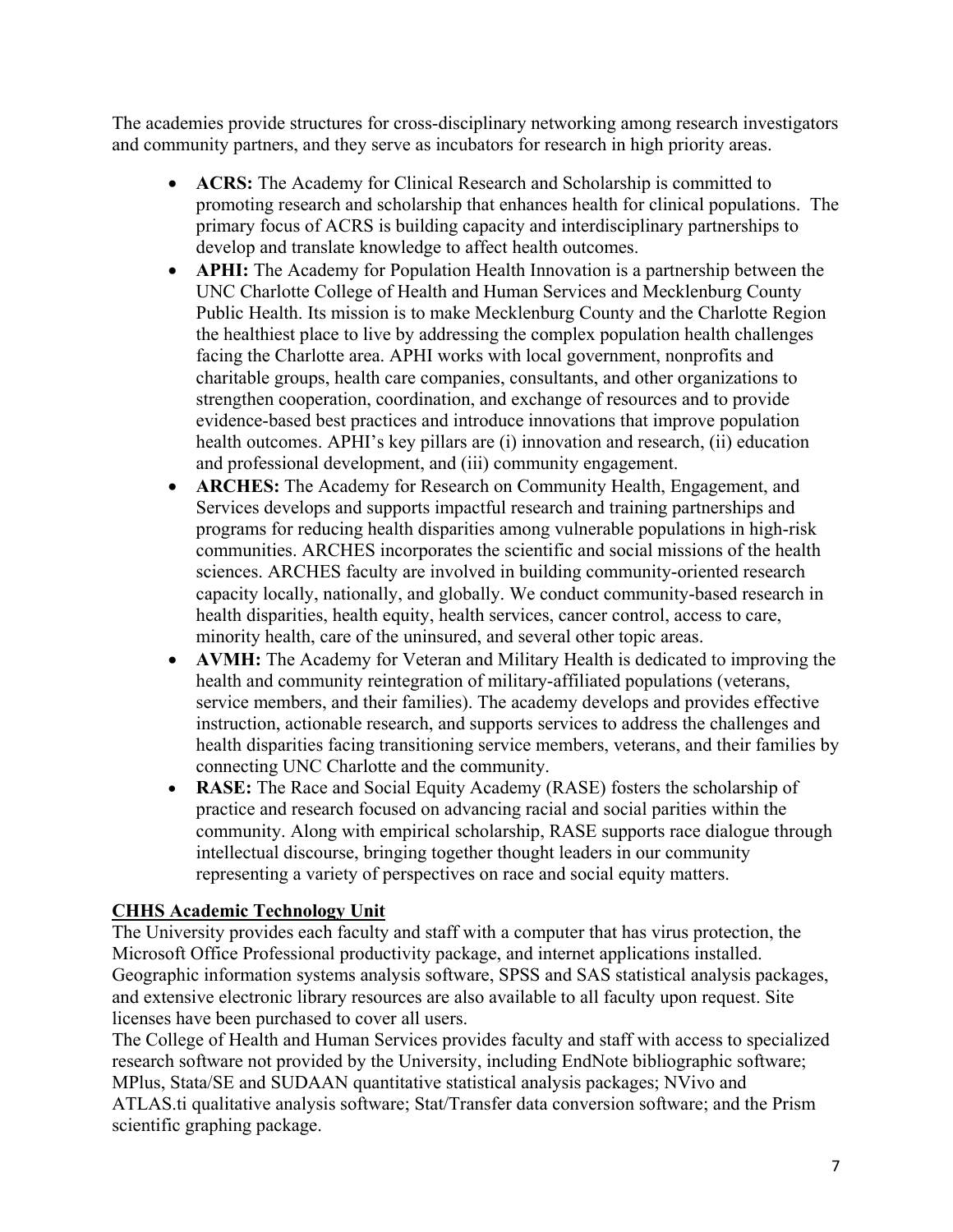The academies provide structures for cross-disciplinary networking among research investigators and community partners, and they serve as incubators for research in high priority areas.

- **ACRS:** The Academy for Clinical Research and Scholarship is committed to promoting research and scholarship that enhances health for clinical populations. The primary focus of ACRS is building capacity and interdisciplinary partnerships to develop and translate knowledge to affect health outcomes.
- **APHI:** The Academy for Population Health Innovation is a partnership between the UNC Charlotte College of Health and Human Services and Mecklenburg County Public Health. Its mission is to make Mecklenburg County and the Charlotte Region the healthiest place to live by addressing the complex population health challenges facing the Charlotte area. APHI works with local government, nonprofits and charitable groups, health care companies, consultants, and other organizations to strengthen cooperation, coordination, and exchange of resources and to provide evidence-based best practices and introduce innovations that improve population health outcomes. APHI's key pillars are (i) innovation and research, (ii) education and professional development, and (iii) community engagement.
- **ARCHES:** The Academy for Research on Community Health, Engagement, and Services develops and supports impactful research and training partnerships and programs for reducing health disparities among vulnerable populations in high-risk communities. ARCHES incorporates the scientific and social missions of the health sciences. ARCHES faculty are involved in building community-oriented research capacity locally, nationally, and globally. We conduct community-based research in health disparities, health equity, health services, cancer control, access to care, minority health, care of the uninsured, and several other topic areas.
- **AVMH:** The Academy for Veteran and Military Health is dedicated to improving the health and community reintegration of military-affiliated populations (veterans, service members, and their families). The academy develops and provides effective instruction, actionable research, and supports services to address the challenges and health disparities facing transitioning service members, veterans, and their families by connecting UNC Charlotte and the community.
- **RASE:** The Race and Social Equity Academy (RASE) fosters the scholarship of practice and research focused on advancing racial and social parities within the community. Along with empirical scholarship, RASE supports race dialogue through intellectual discourse, bringing together thought leaders in our community representing a variety of perspectives on race and social equity matters.

## CHHS Academic Technology Unit

The University provides each faculty and staff with a computer that has virus protection, the Microsoft Office Professional productivity package, and internet applications installed. Geographic information systems analysis software, SPSS and SAS statistical analysis packages, and extensive electronic library resources are also available to all faculty upon request. Site licenses have been purchased to cover all users.

The College of Health and Human Services provides faculty and staff with access to specialized research software not provided by the University, including EndNote bibliographic software; MPlus, Stata/SE and SUDAAN quantitative statistical analysis packages; NVivo and ATLAS.ti qualitative analysis software; Stat/Transfer data conversion software; and the Prism scientific graphing package.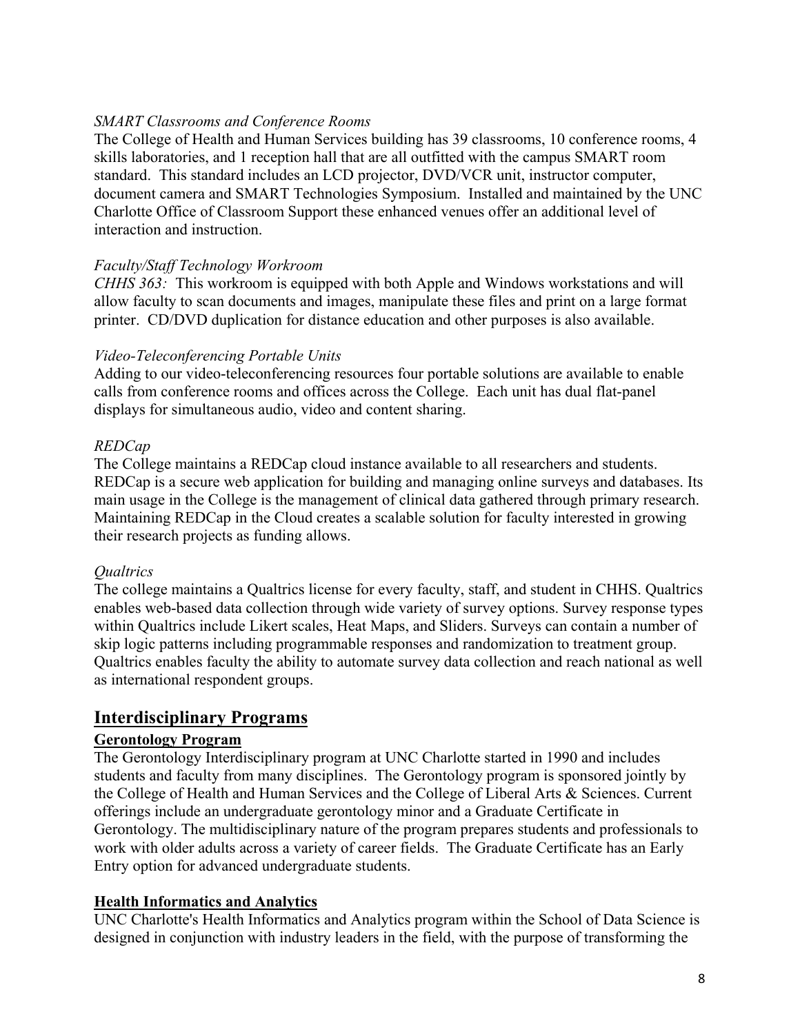*SMART Classrooms and Conference Rooms*

The College of Health and Human Services building has 39 classrooms, 10 conference rooms, 4 skills laboratories, and 1 reception hall that are all outfitted with the campus SMART room standard. This standard includes an LCD projector, DVD/VCR unit, instructor computer, document camera and SMART Technologies Symposium. Installed and maintained by the UNC Charlotte Office of Classroom Support these enhanced venues offer an additional level of interaction and instruction.

*Faculty/Staff Technology Workroom*

*CHHS 363:* This workroom is equipped with both Apple and Windows workstations and will allow faculty to scan documents and images, manipulate these files and print on a large format printer. CD/DVD duplication for distance education and other purposes is also available.

*Video-Teleconferencing Portable Units*

Adding to our video-teleconferencing resources four portable solutions are available to enable calls from conference rooms and offices across the College. Each unit has dual flat-panel displays for simultaneous audio, video and content sharing.

*REDCap*

The College maintains a REDCap cloud instance available to all researchers and students. REDCap is a secure web application for building and managing online surveys and databases. Its main usage in the College is the management of clinical data gathered through primary research. Maintaining REDCap in the Cloud creates a scalable solution for faculty interested in growing their research projects as funding allows.

*Qualtrics*

The college maintains a Qualtrics license for every faculty, staff, and student in CHHS. Qualtrics enables web-based data collection through wide variety of survey options. Survey response types within Qualtrics include Likert scales, Heat Maps, and Sliders. Surveys can contain a number of skip logic patterns including programmable responses and randomization to treatment group. Qualtrics enables faculty the ability to automate survey data collection and reach national as well as international respondent groups.

## Interdisciplinary Programs

### Gerontology Program

The Gerontology Interdisciplinary program at UNC Charlotte started in 1990 and includes students and faculty from many disciplines. The Gerontology program is sponsored jointly by the College of Health and Human Services and the College of Liberal Arts & Sciences. Current offerings include an undergraduate gerontology minor and a Graduate Certificate in Gerontology. The multidisciplinary nature of the program prepares students and professionals to work with older adults across a variety of career fields. The Graduate Certificate has an Early Entry option for advanced undergraduate students.

### Health Informatics and Analytics

UNC Charlotte's Health Informatics and Analytics program within the School of Data Science is designed in conjunction with industry leaders in the field, with the purpose of transforming the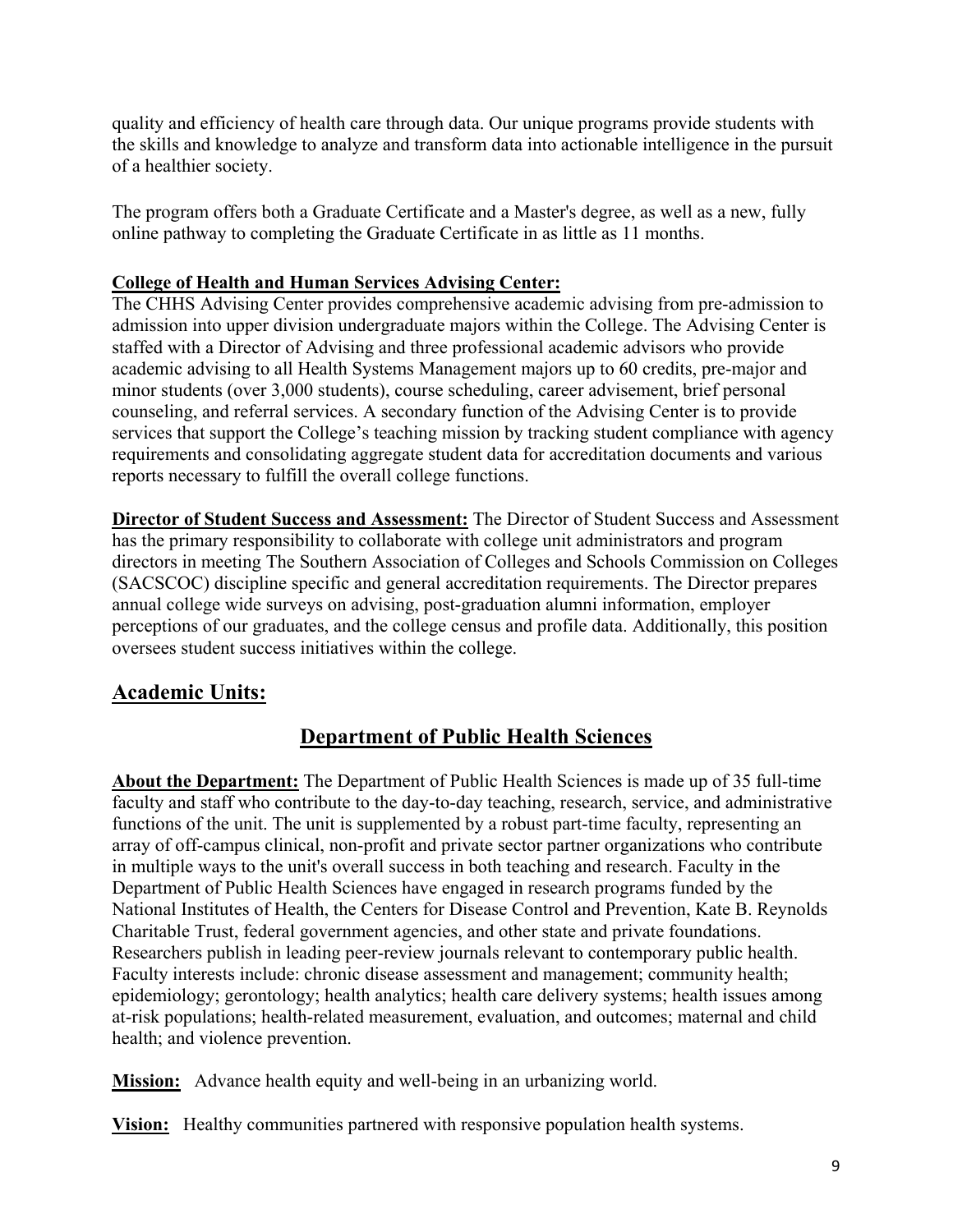quality and efficiency of health care through data. Our unique programs provide students with the skills and knowledge to analyze and transform data into actionable intelligence in the pursuit of a healthier society.

The program offers both a Graduate Certificate and a Master's degree, as well as a new, fully online pathway to completing the Graduate Certificate in as little as 11 months.

**College of Health and Human Services Advising Center:**
The CHHS Advising Center provides comprehensive academic advising from pre-admission to admission into upper division undergraduate majors within the College. The Advising Center is staffed with a Director of Advising and three professional academic advisors who provide academic advising to all Health Systems Management majors up to 60 credits, pre-major and minor students (over 3,000 students), course scheduling, career advisement, brief personal counseling, and referral services. A secondary function of the Advising Center is to provide services that support the College's teaching mission by tracking student compliance with agency requirements and consolidating aggregate student data for accreditation documents and various reports necessary to fulfill the overall college functions.

**Director of Student Success and Assessment:** The Director of Student Success and Assessment has the primary responsibility to collaborate with college unit administrators and program directors in meeting The Southern Association of Colleges and Schools Commission on Colleges (SACSCOC) discipline specific and general accreditation requirements. The Director prepares annual college wide surveys on advising, post-graduation alumni information, employer perceptions of our graduates, and the college census and profile data. Additionally, this position oversees student success initiatives within the college.

## Academic Units:

## Department of Public Health Sciences

**About the Department:** The Department of Public Health Sciences is made up of 35 full-time faculty and staff who contribute to the day-to-day teaching, research, service, and administrative functions of the unit. The unit is supplemented by a robust part-time faculty, representing an array of off-campus clinical, non-profit and private sector partner organizations who contribute in multiple ways to the unit's overall success in both teaching and research. Faculty in the Department of Public Health Sciences have engaged in research programs funded by the National Institutes of Health, the Centers for Disease Control and Prevention, Kate B. Reynolds Charitable Trust, federal government agencies, and other state and private foundations. Researchers publish in leading peer-review journals relevant to contemporary public health. Faculty interests include: chronic disease assessment and management; community health; epidemiology; gerontology; health analytics; health care delivery systems; health issues among at-risk populations; health-related measurement, evaluation, and outcomes; maternal and child health; and violence prevention.

**Mission:** Advance health equity and well-being in an urbanizing world.

**Vision:** Healthy communities partnered with responsive population health systems.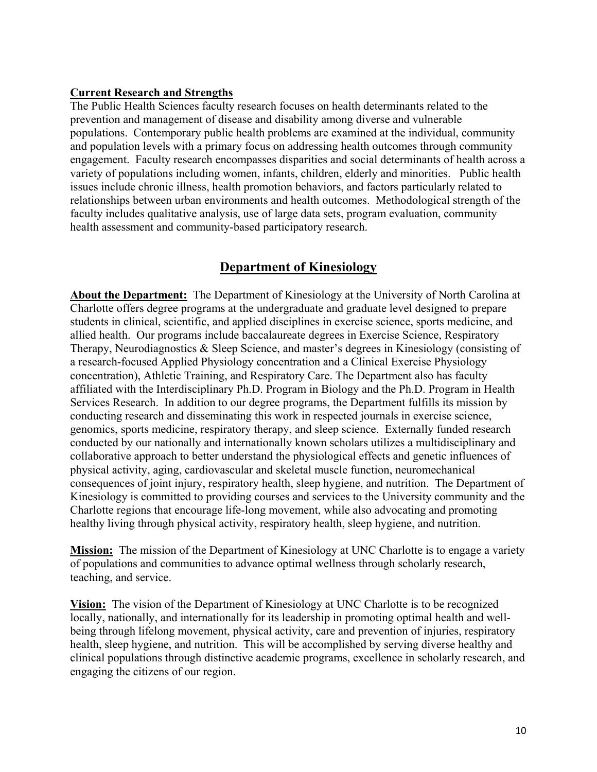**Current Research and Strengths**

The Public Health Sciences faculty research focuses on health determinants related to the prevention and management of disease and disability among diverse and vulnerable populations. Contemporary public health problems are examined at the individual, community and population levels with a primary focus on addressing health outcomes through community engagement. Faculty research encompasses disparities and social determinants of health across a variety of populations including women, infants, children, elderly and minorities. Public health issues include chronic illness, health promotion behaviors, and factors particularly related to relationships between urban environments and health outcomes. Methodological strength of the faculty includes qualitative analysis, use of large data sets, program evaluation, community health assessment and community-based participatory research.

## Department of Kinesiology

**About the Department:** The Department of Kinesiology at the University of North Carolina at Charlotte offers degree programs at the undergraduate and graduate level designed to prepare students in clinical, scientific, and applied disciplines in exercise science, sports medicine, and allied health. Our programs include baccalaureate degrees in Exercise Science, Respiratory Therapy, Neurodiagnostics & Sleep Science, and master's degrees in Kinesiology (consisting of a research-focused Applied Physiology concentration and a Clinical Exercise Physiology concentration), Athletic Training, and Respiratory Care. The Department also has faculty affiliated with the Interdisciplinary Ph.D. Program in Biology and the Ph.D. Program in Health Services Research. In addition to our degree programs, the Department fulfills its mission by conducting research and disseminating this work in respected journals in exercise science, genomics, sports medicine, respiratory therapy, and sleep science. Externally funded research conducted by our nationally and internationally known scholars utilizes a multidisciplinary and collaborative approach to better understand the physiological effects and genetic influences of physical activity, aging, cardiovascular and skeletal muscle function, neuromechanical consequences of joint injury, respiratory health, sleep hygiene, and nutrition. The Department of Kinesiology is committed to providing courses and services to the University community and the Charlotte regions that encourage life-long movement, while also advocating and promoting healthy living through physical activity, respiratory health, sleep hygiene, and nutrition.

**Mission:** The mission of the Department of Kinesiology at UNC Charlotte is to engage a variety of populations and communities to advance optimal wellness through scholarly research, teaching, and service.

**Vision:** The vision of the Department of Kinesiology at UNC Charlotte is to be recognized locally, nationally, and internationally for its leadership in promoting optimal health and well-being through lifelong movement, physical activity, care and prevention of injuries, respiratory health, sleep hygiene, and nutrition. This will be accomplished by serving diverse healthy and clinical populations through distinctive academic programs, excellence in scholarly research, and engaging the citizens of our region.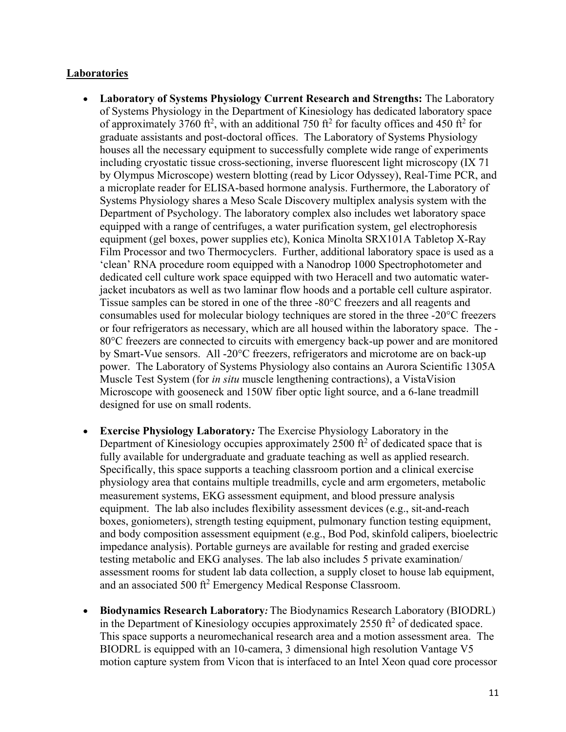## Laboratories

- **Laboratory of Systems Physiology Current Research and Strengths:** The Laboratory of Systems Physiology in the Department of Kinesiology has dedicated laboratory space of approximately 3760 $ft^2$, with an additional 750 $ft^2$ for faculty offices and 450 $ft^2$ for graduate assistants and post-doctoral offices. The Laboratory of Systems Physiology houses all the necessary equipment to successfully complete wide range of experiments including cryostatic tissue cross-sectioning, inverse fluorescent light microscopy (IX 71 by Olympus Microscope) western blotting (read by Licor Odyssey), Real-Time PCR, and a microplate reader for ELISA-based hormone analysis. Furthermore, the Laboratory of Systems Physiology shares a Meso Scale Discovery multiplex analysis system with the Department of Psychology. The laboratory complex also includes wet laboratory space equipped with a range of centrifuges, a water purification system, gel electrophoresis equipment (gel boxes, power supplies etc), Konica Minolta SRX101A Tabletop X-Ray Film Processor and two Thermocyclers. Further, additional laboratory space is used as a 'clean' RNA procedure room equipped with a Nanodrop 1000 Spectrophotometer and dedicated cell culture work space equipped with two Heracell and two automatic water-jacket incubators as well as two laminar flow hoods and a portable cell culture aspirator. Tissue samples can be stored in one of the three -80°C freezers and all reagents and consumables used for molecular biology techniques are stored in the three -20°C freezers or four refrigerators as necessary, which are all housed within the laboratory space. The -80°C freezers are connected to circuits with emergency back-up power and are monitored by Smart-Vue sensors. All -20°C freezers, refrigerators and microtome are on back-up power. The Laboratory of Systems Physiology also contains an Aurora Scientific 1305A Muscle Test System (for *in situ* muscle lengthening contractions), a VistaVision Microscope with gooseneck and 150W fiber optic light source, and a 6-lane treadmill designed for use on small rodents.

- **Exercise Physiology Laboratory*:*** The Exercise Physiology Laboratory in the Department of Kinesiology occupies approximately 2500 $ft^2$ of dedicated space that is fully available for undergraduate and graduate teaching as well as applied research. Specifically, this space supports a teaching classroom portion and a clinical exercise physiology area that contains multiple treadmills, cycle and arm ergometers, metabolic measurement systems, EKG assessment equipment, and blood pressure analysis equipment. The lab also includes flexibility assessment devices (e.g., sit-and-reach boxes, goniometers), strength testing equipment, pulmonary function testing equipment, and body composition assessment equipment (e.g., Bod Pod, skinfold calipers, bioelectric impedance analysis). Portable gurneys are available for resting and graded exercise testing metabolic and EKG analyses. The lab also includes 5 private examination/ assessment rooms for student lab data collection, a supply closet to house lab equipment, and an associated 500 $ft^2$ Emergency Medical Response Classroom.

- **Biodynamics Research Laboratory*:*** The Biodynamics Research Laboratory (BIODRL) in the Department of Kinesiology occupies approximately 2550 $ft^2$ of dedicated space. This space supports a neuromechanical research area and a motion assessment area. The BIODRL is equipped with an 10-camera, 3 dimensional high resolution Vantage V5 motion capture system from Vicon that is interfaced to an Intel Xeon quad core processor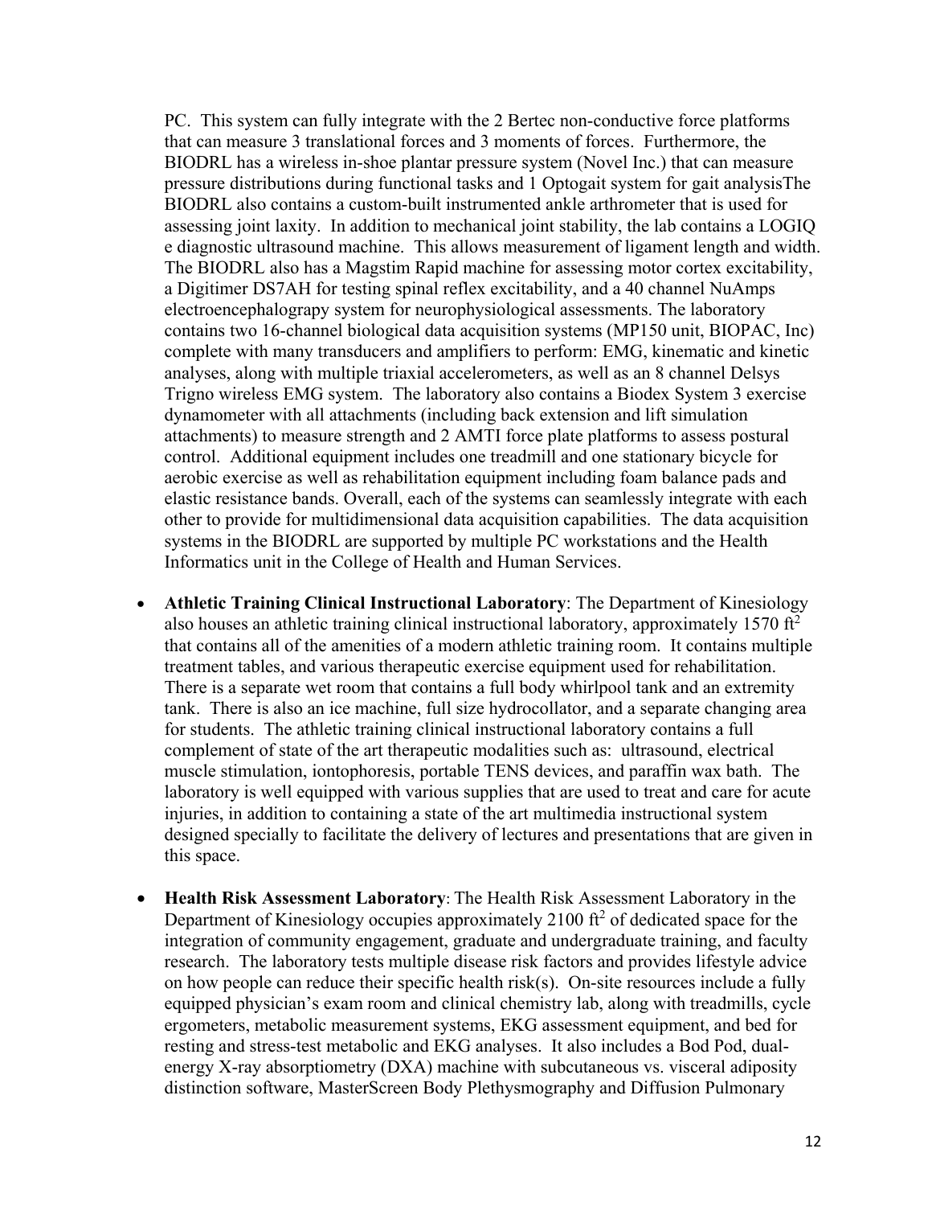PC. This system can fully integrate with the 2 Bertec non-conductive force platforms that can measure 3 translational forces and 3 moments of forces. Furthermore, the BIODRL has a wireless in-shoe plantar pressure system (Novel Inc.) that can measure pressure distributions during functional tasks and 1 Optogait system for gait analysisThe BIODRL also contains a custom-built instrumented ankle arthrometer that is used for assessing joint laxity. In addition to mechanical joint stability, the lab contains a LOGIQ e diagnostic ultrasound machine. This allows measurement of ligament length and width. The BIODRL also has a Magstim Rapid machine for assessing motor cortex excitability, a Digitimer DS7AH for testing spinal reflex excitability, and a 40 channel NuAmps electroencephalograpy system for neurophysiological assessments. The laboratory contains two 16-channel biological data acquisition systems (MP150 unit, BIOPAC, Inc) complete with many transducers and amplifiers to perform: EMG, kinematic and kinetic analyses, along with multiple triaxial accelerometers, as well as an 8 channel Delsys Trigno wireless EMG system. The laboratory also contains a Biodex System 3 exercise dynamometer with all attachments (including back extension and lift simulation attachments) to measure strength and 2 AMTI force plate platforms to assess postural control. Additional equipment includes one treadmill and one stationary bicycle for aerobic exercise as well as rehabilitation equipment including foam balance pads and elastic resistance bands. Overall, each of the systems can seamlessly integrate with each other to provide for multidimensional data acquisition capabilities. The data acquisition systems in the BIODRL are supported by multiple PC workstations and the Health Informatics unit in the College of Health and Human Services.

- **Athletic Training Clinical Instructional Laboratory**: The Department of Kinesiology also houses an athletic training clinical instructional laboratory, approximately 1570 $ft^2$ that contains all of the amenities of a modern athletic training room. It contains multiple treatment tables, and various therapeutic exercise equipment used for rehabilitation. There is a separate wet room that contains a full body whirlpool tank and an extremity tank. There is also an ice machine, full size hydrocollator, and a separate changing area for students. The athletic training clinical instructional laboratory contains a full complement of state of the art therapeutic modalities such as: ultrasound, electrical muscle stimulation, iontophoresis, portable TENS devices, and paraffin wax bath. The laboratory is well equipped with various supplies that are used to treat and care for acute injuries, in addition to containing a state of the art multimedia instructional system designed specially to facilitate the delivery of lectures and presentations that are given in this space.

- **Health Risk Assessment Laboratory**: The Health Risk Assessment Laboratory in the Department of Kinesiology occupies approximately 2100 $ft^2$ of dedicated space for the integration of community engagement, graduate and undergraduate training, and faculty research. The laboratory tests multiple disease risk factors and provides lifestyle advice on how people can reduce their specific health risk(s). On-site resources include a fully equipped physician's exam room and clinical chemistry lab, along with treadmills, cycle ergometers, metabolic measurement systems, EKG assessment equipment, and bed for resting and stress-test metabolic and EKG analyses. It also includes a Bod Pod, dual-energy X-ray absorptiometry (DXA) machine with subcutaneous vs. visceral adiposity distinction software, MasterScreen Body Plethysmography and Diffusion Pulmonary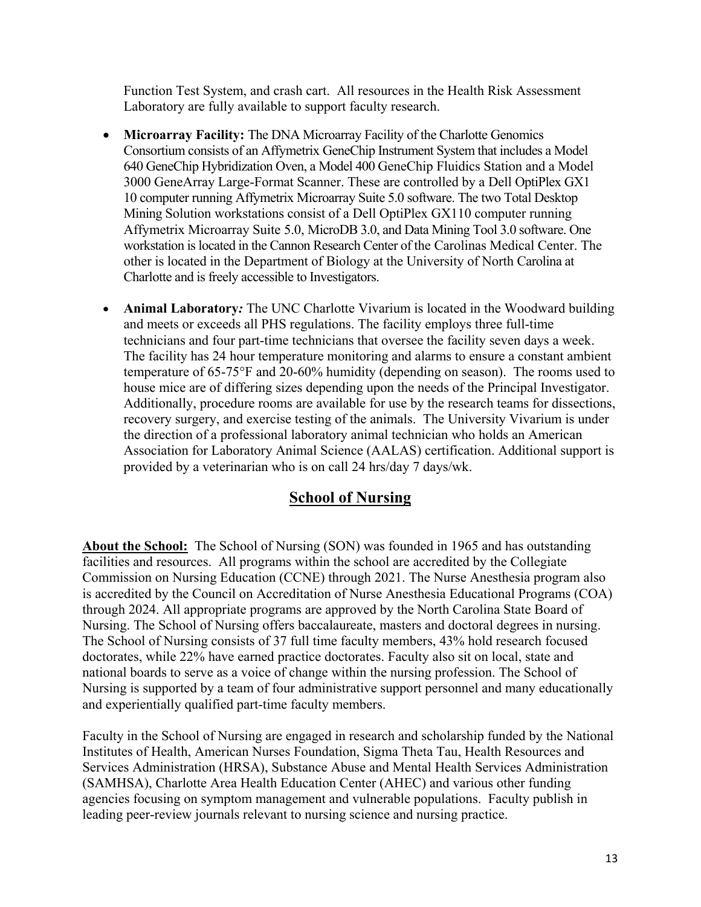Function Test System, and crash cart. All resources in the Health Risk Assessment Laboratory are fully available to support faculty research.

- **Microarray Facility:** The DNA Microarray Facility of the Charlotte Genomics Consortium consists of an Affymetrix GeneChip Instrument System that includes a Model 640 GeneChip Hybridization Oven, a Model 400 GeneChip Fluidics Station and a Model 3000 GeneArray Large-Format Scanner. These are controlled by a Dell OptiPlex GX1 10 computer running Affymetrix Microarray Suite 5.0 software. The two Total Desktop Mining Solution workstations consist of a Dell OptiPlex GX110 computer running Affymetrix Microarray Suite 5.0, MicroDB 3.0, and Data Mining Tool 3.0 software. One workstation is located in the Cannon Research Center of the Carolinas Medical Center. The other is located in the Department of Biology at the University of North Carolina at Charlotte and is freely accessible to Investigators.

- **Animal Laboratory***:* The UNC Charlotte Vivarium is located in the Woodward building and meets or exceeds all PHS regulations. The facility employs three full-time technicians and four part-time technicians that oversee the facility seven days a week. The facility has 24 hour temperature monitoring and alarms to ensure a constant ambient temperature of 65-75°F and 20-60% humidity (depending on season). The rooms used to house mice are of differing sizes depending upon the needs of the Principal Investigator. Additionally, procedure rooms are available for use by the research teams for dissections, recovery surgery, and exercise testing of the animals. The University Vivarium is under the direction of a professional laboratory animal technician who holds an American Association for Laboratory Animal Science (AALAS) certification. Additional support is provided by a veterinarian who is on call 24 hrs/day 7 days/wk.

## School of Nursing

**About the School:** The School of Nursing (SON) was founded in 1965 and has outstanding facilities and resources. All programs within the school are accredited by the Collegiate Commission on Nursing Education (CCNE) through 2021. The Nurse Anesthesia program also is accredited by the Council on Accreditation of Nurse Anesthesia Educational Programs (COA) through 2024. All appropriate programs are approved by the North Carolina State Board of Nursing. The School of Nursing offers baccalaureate, masters and doctoral degrees in nursing. The School of Nursing consists of 37 full time faculty members, 43% hold research focused doctorates, while 22% have earned practice doctorates. Faculty also sit on local, state and national boards to serve as a voice of change within the nursing profession. The School of Nursing is supported by a team of four administrative support personnel and many educationally and experientially qualified part-time faculty members.

Faculty in the School of Nursing are engaged in research and scholarship funded by the National Institutes of Health, American Nurses Foundation, Sigma Theta Tau, Health Resources and Services Administration (HRSA), Substance Abuse and Mental Health Services Administration (SAMHSA), Charlotte Area Health Education Center (AHEC) and various other funding agencies focusing on symptom management and vulnerable populations. Faculty publish in leading peer-review journals relevant to nursing science and nursing practice.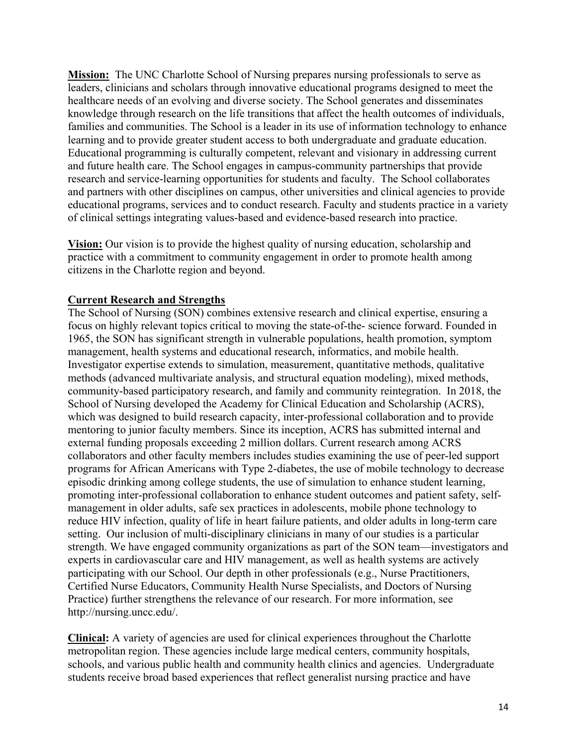**Mission:** The UNC Charlotte School of Nursing prepares nursing professionals to serve as leaders, clinicians and scholars through innovative educational programs designed to meet the healthcare needs of an evolving and diverse society. The School generates and disseminates knowledge through research on the life transitions that affect the health outcomes of individuals, families and communities. The School is a leader in its use of information technology to enhance learning and to provide greater student access to both undergraduate and graduate education. Educational programming is culturally competent, relevant and visionary in addressing current and future health care. The School engages in campus-community partnerships that provide research and service-learning opportunities for students and faculty. The School collaborates and partners with other disciplines on campus, other universities and clinical agencies to provide educational programs, services and to conduct research. Faculty and students practice in a variety of clinical settings integrating values-based and evidence-based research into practice.

**Vision:** Our vision is to provide the highest quality of nursing education, scholarship and practice with a commitment to community engagement in order to promote health among citizens in the Charlotte region and beyond.

**Current Research and Strengths**

The School of Nursing (SON) combines extensive research and clinical expertise, ensuring a focus on highly relevant topics critical to moving the state-of-the- science forward. Founded in 1965, the SON has significant strength in vulnerable populations, health promotion, symptom management, health systems and educational research, informatics, and mobile health. Investigator expertise extends to simulation, measurement, quantitative methods, qualitative methods (advanced multivariate analysis, and structural equation modeling), mixed methods, community-based participatory research, and family and community reintegration. In 2018, the School of Nursing developed the Academy for Clinical Education and Scholarship (ACRS), which was designed to build research capacity, inter-professional collaboration and to provide mentoring to junior faculty members. Since its inception, ACRS has submitted internal and external funding proposals exceeding 2 million dollars. Current research among ACRS collaborators and other faculty members includes studies examining the use of peer-led support programs for African Americans with Type 2-diabetes, the use of mobile technology to decrease episodic drinking among college students, the use of simulation to enhance student learning, promoting inter-professional collaboration to enhance student outcomes and patient safety, self-management in older adults, safe sex practices in adolescents, mobile phone technology to reduce HIV infection, quality of life in heart failure patients, and older adults in long-term care setting. Our inclusion of multi-disciplinary clinicians in many of our studies is a particular strength. We have engaged community organizations as part of the SON team—investigators and experts in cardiovascular care and HIV management, as well as health systems are actively participating with our School. Our depth in other professionals (e.g., Nurse Practitioners, Certified Nurse Educators, Community Health Nurse Specialists, and Doctors of Nursing Practice) further strengthens the relevance of our research. For more information, see http://nursing.uncc.edu/.

**Clinical:** A variety of agencies are used for clinical experiences throughout the Charlotte metropolitan region. These agencies include large medical centers, community hospitals, schools, and various public health and community health clinics and agencies. Undergraduate students receive broad based experiences that reflect generalist nursing practice and have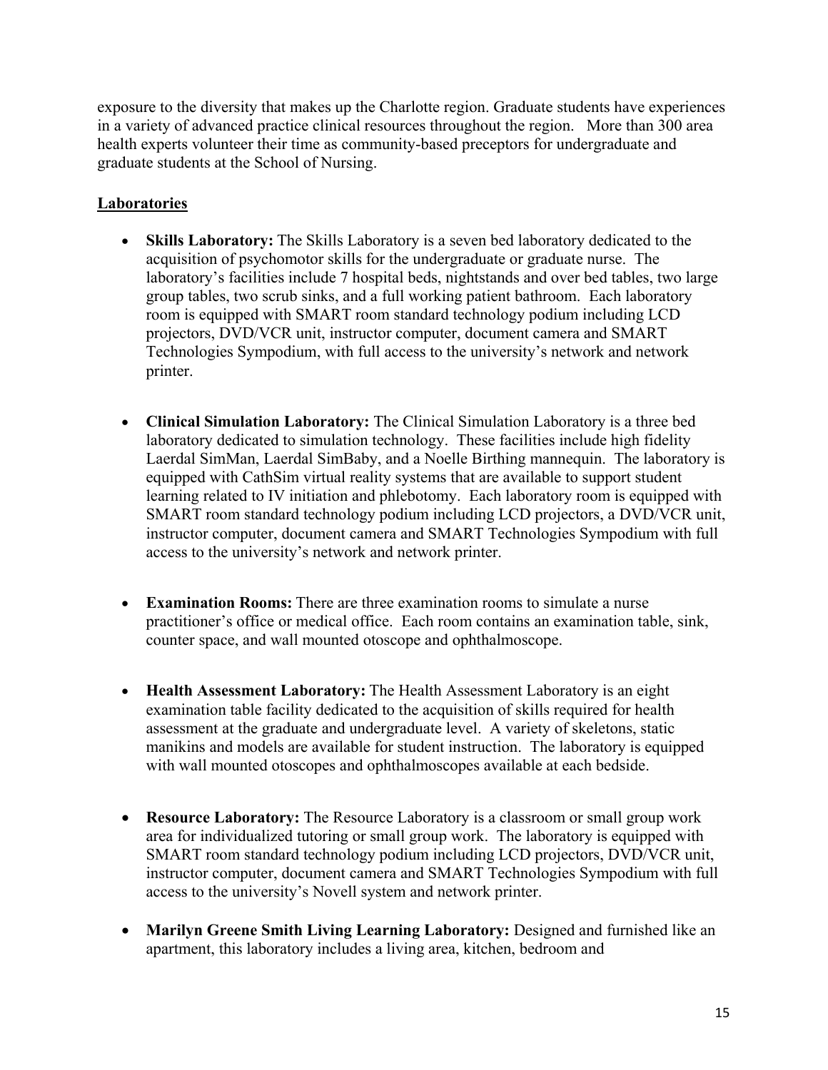exposure to the diversity that makes up the Charlotte region. Graduate students have experiences in a variety of advanced practice clinical resources throughout the region. More than 300 area health experts volunteer their time as community-based preceptors for undergraduate and graduate students at the School of Nursing.

## Laboratories

- **Skills Laboratory:** The Skills Laboratory is a seven bed laboratory dedicated to the acquisition of psychomotor skills for the undergraduate or graduate nurse. The laboratory's facilities include 7 hospital beds, nightstands and over bed tables, two large group tables, two scrub sinks, and a full working patient bathroom. Each laboratory room is equipped with SMART room standard technology podium including LCD projectors, DVD/VCR unit, instructor computer, document camera and SMART Technologies Sympodium, with full access to the university's network and network printer.

- **Clinical Simulation Laboratory:** The Clinical Simulation Laboratory is a three bed laboratory dedicated to simulation technology. These facilities include high fidelity Laerdal SimMan, Laerdal SimBaby, and a Noelle Birthing mannequin. The laboratory is equipped with CathSim virtual reality systems that are available to support student learning related to IV initiation and phlebotomy. Each laboratory room is equipped with SMART room standard technology podium including LCD projectors, a DVD/VCR unit, instructor computer, document camera and SMART Technologies Sympodium with full access to the university's network and network printer.

- **Examination Rooms:** There are three examination rooms to simulate a nurse practitioner's office or medical office. Each room contains an examination table, sink, counter space, and wall mounted otoscope and ophthalmoscope.

- **Health Assessment Laboratory:** The Health Assessment Laboratory is an eight examination table facility dedicated to the acquisition of skills required for health assessment at the graduate and undergraduate level. A variety of skeletons, static manikins and models are available for student instruction. The laboratory is equipped with wall mounted otoscopes and ophthalmoscopes available at each bedside.

- **Resource Laboratory:** The Resource Laboratory is a classroom or small group work area for individualized tutoring or small group work. The laboratory is equipped with SMART room standard technology podium including LCD projectors, DVD/VCR unit, instructor computer, document camera and SMART Technologies Sympodium with full access to the university's Novell system and network printer.

- **Marilyn Greene Smith Living Learning Laboratory:** Designed and furnished like an apartment, this laboratory includes a living area, kitchen, bedroom and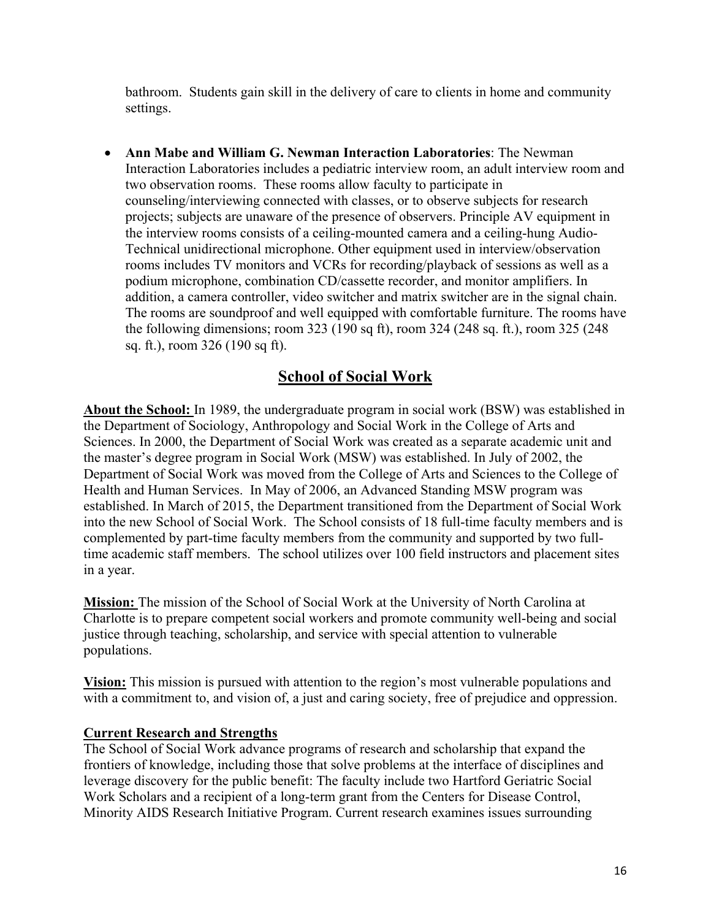bathroom. Students gain skill in the delivery of care to clients in home and community settings.

- **Ann Mabe and William G. Newman Interaction Laboratories**: The Newman Interaction Laboratories includes a pediatric interview room, an adult interview room and two observation rooms. These rooms allow faculty to participate in counseling/interviewing connected with classes, or to observe subjects for research projects; subjects are unaware of the presence of observers. Principle AV equipment in the interview rooms consists of a ceiling-mounted camera and a ceiling-hung Audio-Technical unidirectional microphone. Other equipment used in interview/observation rooms includes TV monitors and VCRs for recording/playback of sessions as well as a podium microphone, combination CD/cassette recorder, and monitor amplifiers. In addition, a camera controller, video switcher and matrix switcher are in the signal chain. The rooms are soundproof and well equipped with comfortable furniture. The rooms have the following dimensions; room 323 (190 sq ft), room 324 (248 sq. ft.), room 325 (248 sq. ft.), room 326 (190 sq ft).

## School of Social Work

**About the School:** In 1989, the undergraduate program in social work (BSW) was established in the Department of Sociology, Anthropology and Social Work in the College of Arts and Sciences. In 2000, the Department of Social Work was created as a separate academic unit and the master's degree program in Social Work (MSW) was established. In July of 2002, the Department of Social Work was moved from the College of Arts and Sciences to the College of Health and Human Services. In May of 2006, an Advanced Standing MSW program was established. In March of 2015, the Department transitioned from the Department of Social Work into the new School of Social Work. The School consists of 18 full-time faculty members and is complemented by part-time faculty members from the community and supported by two full-time academic staff members. The school utilizes over 100 field instructors and placement sites in a year.

**Mission:** The mission of the School of Social Work at the University of North Carolina at Charlotte is to prepare competent social workers and promote community well-being and social justice through teaching, scholarship, and service with special attention to vulnerable populations.

**Vision:** This mission is pursued with attention to the region's most vulnerable populations and with a commitment to, and vision of, a just and caring society, free of prejudice and oppression.

**Current Research and Strengths**

The School of Social Work advance programs of research and scholarship that expand the frontiers of knowledge, including those that solve problems at the interface of disciplines and leverage discovery for the public benefit: The faculty include two Hartford Geriatric Social Work Scholars and a recipient of a long-term grant from the Centers for Disease Control, Minority AIDS Research Initiative Program. Current research examines issues surrounding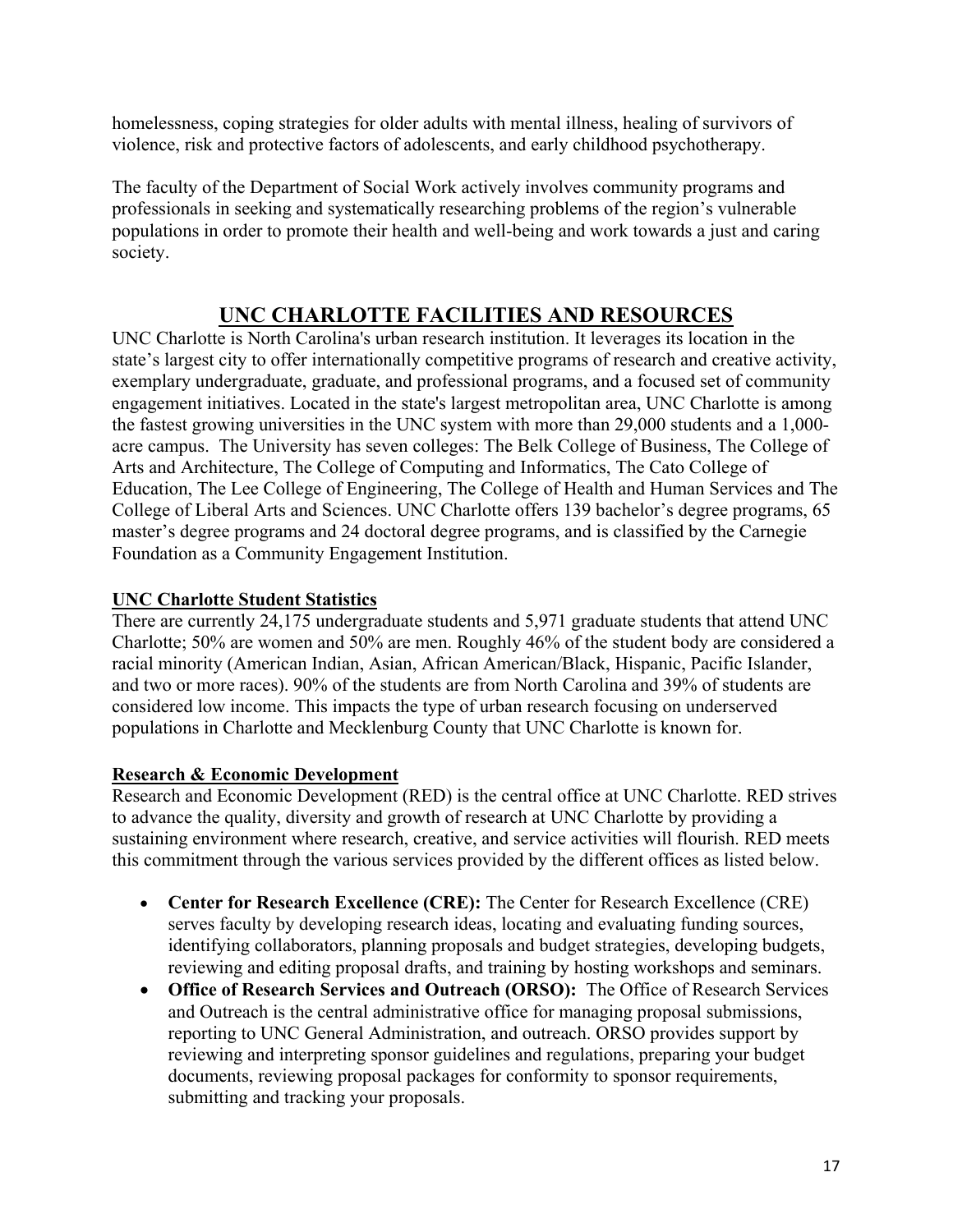homelessness, coping strategies for older adults with mental illness, healing of survivors of violence, risk and protective factors of adolescents, and early childhood psychotherapy.

The faculty of the Department of Social Work actively involves community programs and professionals in seeking and systematically researching problems of the region's vulnerable populations in order to promote their health and well-being and work towards a just and caring society.

# UNC CHARLOTTE FACILITIES AND RESOURCES

UNC Charlotte is North Carolina's urban research institution. It leverages its location in the state's largest city to offer internationally competitive programs of research and creative activity, exemplary undergraduate, graduate, and professional programs, and a focused set of community engagement initiatives. Located in the state's largest metropolitan area, UNC Charlotte is among the fastest growing universities in the UNC system with more than 29,000 students and a 1,000-acre campus. The University has seven colleges: The Belk College of Business, The College of Arts and Architecture, The College of Computing and Informatics, The Cato College of Education, The Lee College of Engineering, The College of Health and Human Services and The College of Liberal Arts and Sciences. UNC Charlotte offers 139 bachelor's degree programs, 65 master's degree programs and 24 doctoral degree programs, and is classified by the Carnegie Foundation as a Community Engagement Institution.

## UNC Charlotte Student Statistics

There are currently 24,175 undergraduate students and 5,971 graduate students that attend UNC Charlotte; 50% are women and 50% are men. Roughly 46% of the student body are considered a racial minority (American Indian, Asian, African American/Black, Hispanic, Pacific Islander, and two or more races). 90% of the students are from North Carolina and 39% of students are considered low income. This impacts the type of urban research focusing on underserved populations in Charlotte and Mecklenburg County that UNC Charlotte is known for.

## Research & Economic Development

Research and Economic Development (RED) is the central office at UNC Charlotte. RED strives to advance the quality, diversity and growth of research at UNC Charlotte by providing a sustaining environment where research, creative, and service activities will flourish. RED meets this commitment through the various services provided by the different offices as listed below.

- **Center for Research Excellence (CRE):** The Center for Research Excellence (CRE) serves faculty by developing research ideas, locating and evaluating funding sources, identifying collaborators, planning proposals and budget strategies, developing budgets, reviewing and editing proposal drafts, and training by hosting workshops and seminars.
- **Office of Research Services and Outreach (ORSO):** The Office of Research Services and Outreach is the central administrative office for managing proposal submissions, reporting to UNC General Administration, and outreach. ORSO provides support by reviewing and interpreting sponsor guidelines and regulations, preparing your budget documents, reviewing proposal packages for conformity to sponsor requirements, submitting and tracking your proposals.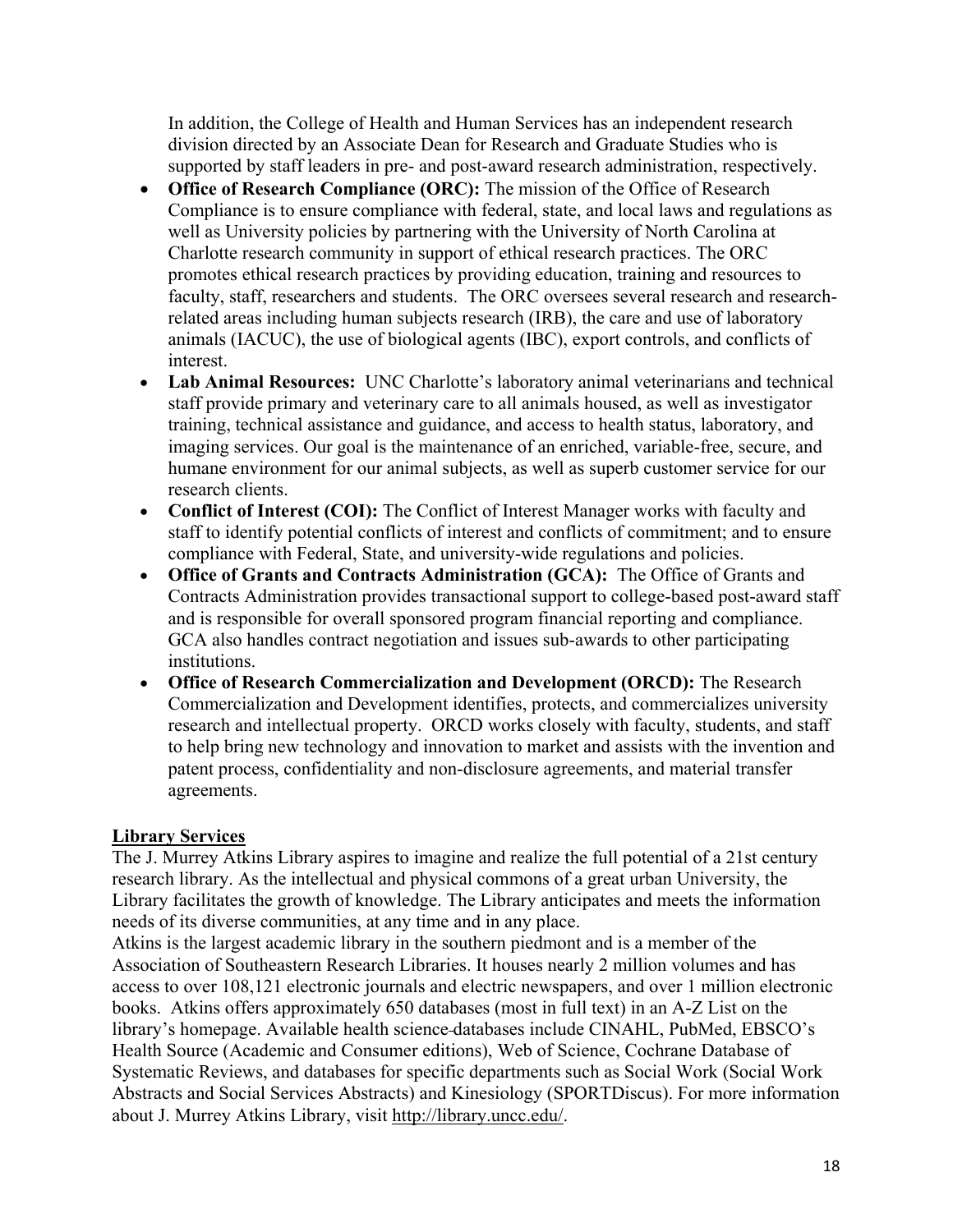In addition, the College of Health and Human Services has an independent research division directed by an Associate Dean for Research and Graduate Studies who is supported by staff leaders in pre- and post-award research administration, respectively.

- **Office of Research Compliance (ORC):** The mission of the Office of Research Compliance is to ensure compliance with federal, state, and local laws and regulations as well as University policies by partnering with the University of North Carolina at Charlotte research community in support of ethical research practices. The ORC promotes ethical research practices by providing education, training and resources to faculty, staff, researchers and students. The ORC oversees several research and research-related areas including human subjects research (IRB), the care and use of laboratory animals (IACUC), the use of biological agents (IBC), export controls, and conflicts of interest.
- **Lab Animal Resources:** UNC Charlotte's laboratory animal veterinarians and technical staff provide primary and veterinary care to all animals housed, as well as investigator training, technical assistance and guidance, and access to health status, laboratory, and imaging services. Our goal is the maintenance of an enriched, variable-free, secure, and humane environment for our animal subjects, as well as superb customer service for our research clients.
- **Conflict of Interest (COI):** The Conflict of Interest Manager works with faculty and staff to identify potential conflicts of interest and conflicts of commitment; and to ensure compliance with Federal, State, and university-wide regulations and policies.
- **Office of Grants and Contracts Administration (GCA):** The Office of Grants and Contracts Administration provides transactional support to college-based post-award staff and is responsible for overall sponsored program financial reporting and compliance. GCA also handles contract negotiation and issues sub-awards to other participating institutions.
- **Office of Research Commercialization and Development (ORCD):** The Research Commercialization and Development identifies, protects, and commercializes university research and intellectual property. ORCD works closely with faculty, students, and staff to help bring new technology and innovation to market and assists with the invention and patent process, confidentiality and non-disclosure agreements, and material transfer agreements.

## Library Services

The J. Murrey Atkins Library aspires to imagine and realize the full potential of a 21st century research library. As the intellectual and physical commons of a great urban University, the Library facilitates the growth of knowledge. The Library anticipates and meets the information needs of its diverse communities, at any time and in any place.

Atkins is the largest academic library in the southern piedmont and is a member of the Association of Southeastern Research Libraries. It houses nearly 2 million volumes and has access to over 108,121 electronic journals and electric newspapers, and over 1 million electronic books. Atkins offers approximately 650 databases (most in full text) in an A-Z List on the library's homepage. Available health science databases include CINAHL, PubMed, EBSCO's Health Source (Academic and Consumer editions), Web of Science, Cochrane Database of Systematic Reviews, and databases for specific departments such as Social Work (Social Work Abstracts and Social Services Abstracts) and Kinesiology (SPORTDiscus). For more information about J. Murrey Atkins Library, visit http://library.uncc.edu/.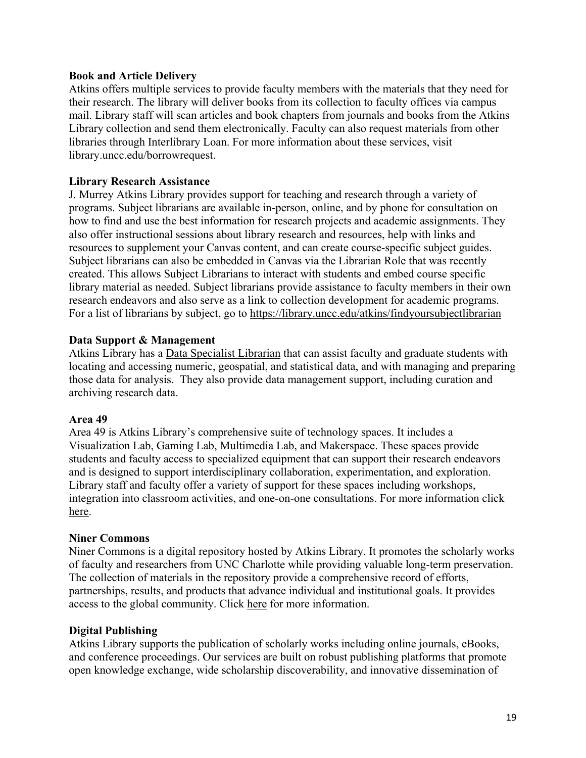**Book and Article Delivery**

Atkins offers multiple services to provide faculty members with the materials that they need for their research. The library will deliver books from its collection to faculty offices via campus mail. Library staff will scan articles and book chapters from journals and books from the Atkins Library collection and send them electronically. Faculty can also request materials from other libraries through Interlibrary Loan. For more information about these services, visit library.uncc.edu/borrowrequest.

**Library Research Assistance**

J. Murrey Atkins Library provides support for teaching and research through a variety of programs. Subject librarians are available in-person, online, and by phone for consultation on how to find and use the best information for research projects and academic assignments. They also offer instructional sessions about library research and resources, help with links and resources to supplement your Canvas content, and can create course-specific subject guides. Subject librarians can also be embedded in Canvas via the Librarian Role that was recently created. This allows Subject Librarians to interact with students and embed course specific library material as needed. Subject librarians provide assistance to faculty members in their own research endeavors and also serve as a link to collection development for academic programs. For a list of librarians by subject, go to https://library.uncc.edu/atkins/findyoursubjectlibrarian

**Data Support & Management**

Atkins Library has a Data Specialist Librarian that can assist faculty and graduate students with locating and accessing numeric, geospatial, and statistical data, and with managing and preparing those data for analysis. They also provide data management support, including curation and archiving research data.

**Area 49**

Area 49 is Atkins Library's comprehensive suite of technology spaces. It includes a Visualization Lab, Gaming Lab, Multimedia Lab, and Makerspace. These spaces provide students and faculty access to specialized equipment that can support their research endeavors and is designed to support interdisciplinary collaboration, experimentation, and exploration. Library staff and faculty offer a variety of support for these spaces including workshops, integration into classroom activities, and one-on-one consultations. For more information click here.

**Niner Commons**

Niner Commons is a digital repository hosted by Atkins Library. It promotes the scholarly works of faculty and researchers from UNC Charlotte while providing valuable long-term preservation. The collection of materials in the repository provide a comprehensive record of efforts, partnerships, results, and products that advance individual and institutional goals. It provides access to the global community. Click here for more information.

**Digital Publishing**

Atkins Library supports the publication of scholarly works including online journals, eBooks, and conference proceedings. Our services are built on robust publishing platforms that promote open knowledge exchange, wide scholarship discoverability, and innovative dissemination of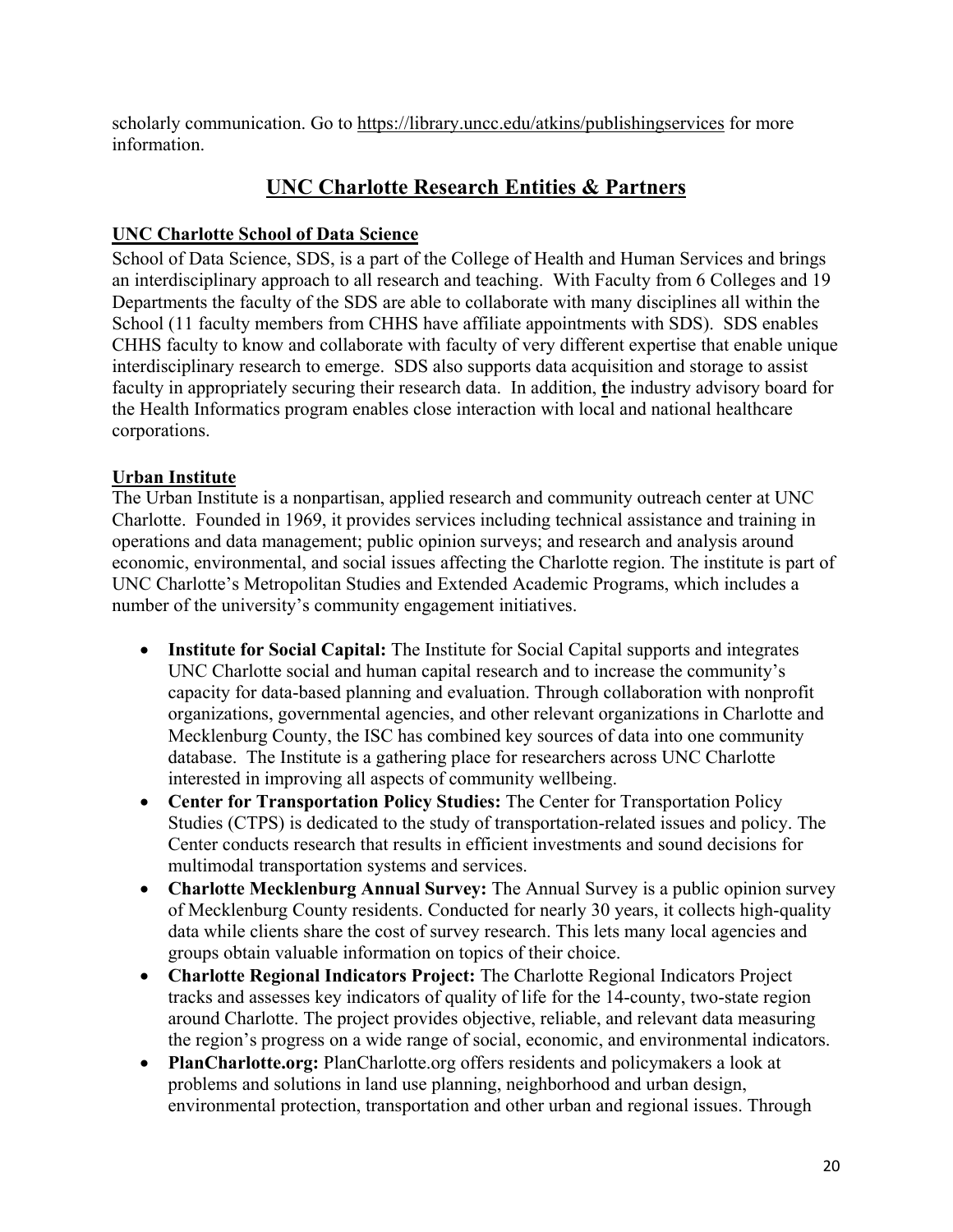scholarly communication. Go to https://library.uncc.edu/atkins/publishingservices for more information.

## UNC Charlotte Research Entities & Partners

### UNC Charlotte School of Data Science

School of Data Science, SDS, is a part of the College of Health and Human Services and brings an interdisciplinary approach to all research and teaching. With Faculty from 6 Colleges and 19 Departments the faculty of the SDS are able to collaborate with many disciplines all within the School (11 faculty members from CHHS have affiliate appointments with SDS). SDS enables CHHS faculty to know and collaborate with faculty of very different expertise that enable unique interdisciplinary research to emerge. SDS also supports data acquisition and storage to assist faculty in appropriately securing their research data. In addition, **t**he industry advisory board for the Health Informatics program enables close interaction with local and national healthcare corporations.

### Urban Institute

The Urban Institute is a nonpartisan, applied research and community outreach center at UNC Charlotte. Founded in 1969, it provides services including technical assistance and training in operations and data management; public opinion surveys; and research and analysis around economic, environmental, and social issues affecting the Charlotte region. The institute is part of UNC Charlotte's Metropolitan Studies and Extended Academic Programs, which includes a number of the university's community engagement initiatives.

- **Institute for Social Capital:** The Institute for Social Capital supports and integrates UNC Charlotte social and human capital research and to increase the community's capacity for data-based planning and evaluation. Through collaboration with nonprofit organizations, governmental agencies, and other relevant organizations in Charlotte and Mecklenburg County, the ISC has combined key sources of data into one community database. The Institute is a gathering place for researchers across UNC Charlotte interested in improving all aspects of community wellbeing.
- **Center for Transportation Policy Studies:** The Center for Transportation Policy Studies (CTPS) is dedicated to the study of transportation-related issues and policy. The Center conducts research that results in efficient investments and sound decisions for multimodal transportation systems and services.
- **Charlotte Mecklenburg Annual Survey:** The Annual Survey is a public opinion survey of Mecklenburg County residents. Conducted for nearly 30 years, it collects high-quality data while clients share the cost of survey research. This lets many local agencies and groups obtain valuable information on topics of their choice.
- **Charlotte Regional Indicators Project:** The Charlotte Regional Indicators Project tracks and assesses key indicators of quality of life for the 14-county, two-state region around Charlotte. The project provides objective, reliable, and relevant data measuring the region's progress on a wide range of social, economic, and environmental indicators.
- **PlanCharlotte.org:** PlanCharlotte.org offers residents and policymakers a look at problems and solutions in land use planning, neighborhood and urban design, environmental protection, transportation and other urban and regional issues. Through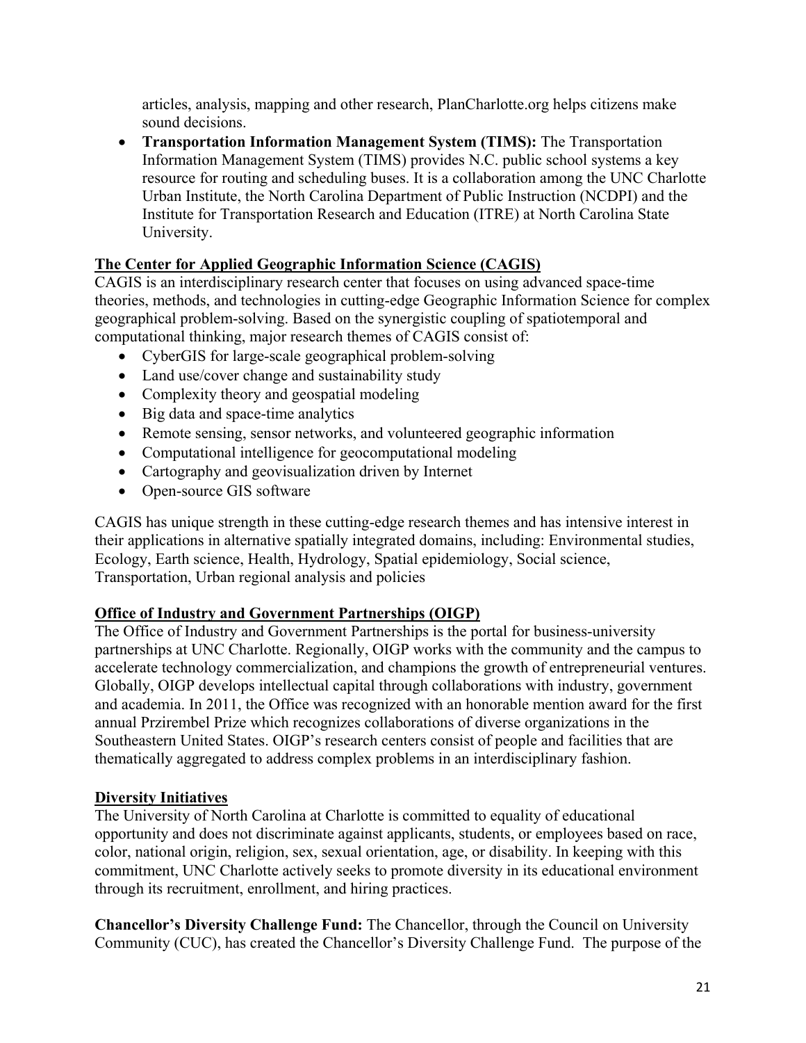articles, analysis, mapping and other research, PlanCharlotte.org helps citizens make sound decisions.

- **Transportation Information Management System (TIMS):** The Transportation Information Management System (TIMS) provides N.C. public school systems a key resource for routing and scheduling buses. It is a collaboration among the UNC Charlotte Urban Institute, the North Carolina Department of Public Instruction (NCDPI) and the Institute for Transportation Research and Education (ITRE) at North Carolina State University.

## The Center for Applied Geographic Information Science (CAGIS)

CAGIS is an interdisciplinary research center that focuses on using advanced space-time theories, methods, and technologies in cutting-edge Geographic Information Science for complex geographical problem-solving. Based on the synergistic coupling of spatiotemporal and computational thinking, major research themes of CAGIS consist of:

- CyberGIS for large-scale geographical problem-solving
- Land use/cover change and sustainability study
- Complexity theory and geospatial modeling
- Big data and space-time analytics
- Remote sensing, sensor networks, and volunteered geographic information
- Computational intelligence for geocomputational modeling
- Cartography and geovisualization driven by Internet
- Open-source GIS software

CAGIS has unique strength in these cutting-edge research themes and has intensive interest in their applications in alternative spatially integrated domains, including: Environmental studies, Ecology, Earth science, Health, Hydrology, Spatial epidemiology, Social science, Transportation, Urban regional analysis and policies

## Office of Industry and Government Partnerships (OIGP)

The Office of Industry and Government Partnerships is the portal for business-university partnerships at UNC Charlotte. Regionally, OIGP works with the community and the campus to accelerate technology commercialization, and champions the growth of entrepreneurial ventures. Globally, OIGP develops intellectual capital through collaborations with industry, government and academia. In 2011, the Office was recognized with an honorable mention award for the first annual Przirembel Prize which recognizes collaborations of diverse organizations in the Southeastern United States. OIGP's research centers consist of people and facilities that are thematically aggregated to address complex problems in an interdisciplinary fashion.

## Diversity Initiatives

The University of North Carolina at Charlotte is committed to equality of educational opportunity and does not discriminate against applicants, students, or employees based on race, color, national origin, religion, sex, sexual orientation, age, or disability. In keeping with this commitment, UNC Charlotte actively seeks to promote diversity in its educational environment through its recruitment, enrollment, and hiring practices.

**Chancellor's Diversity Challenge Fund:** The Chancellor, through the Council on University Community (CUC), has created the Chancellor's Diversity Challenge Fund. The purpose of the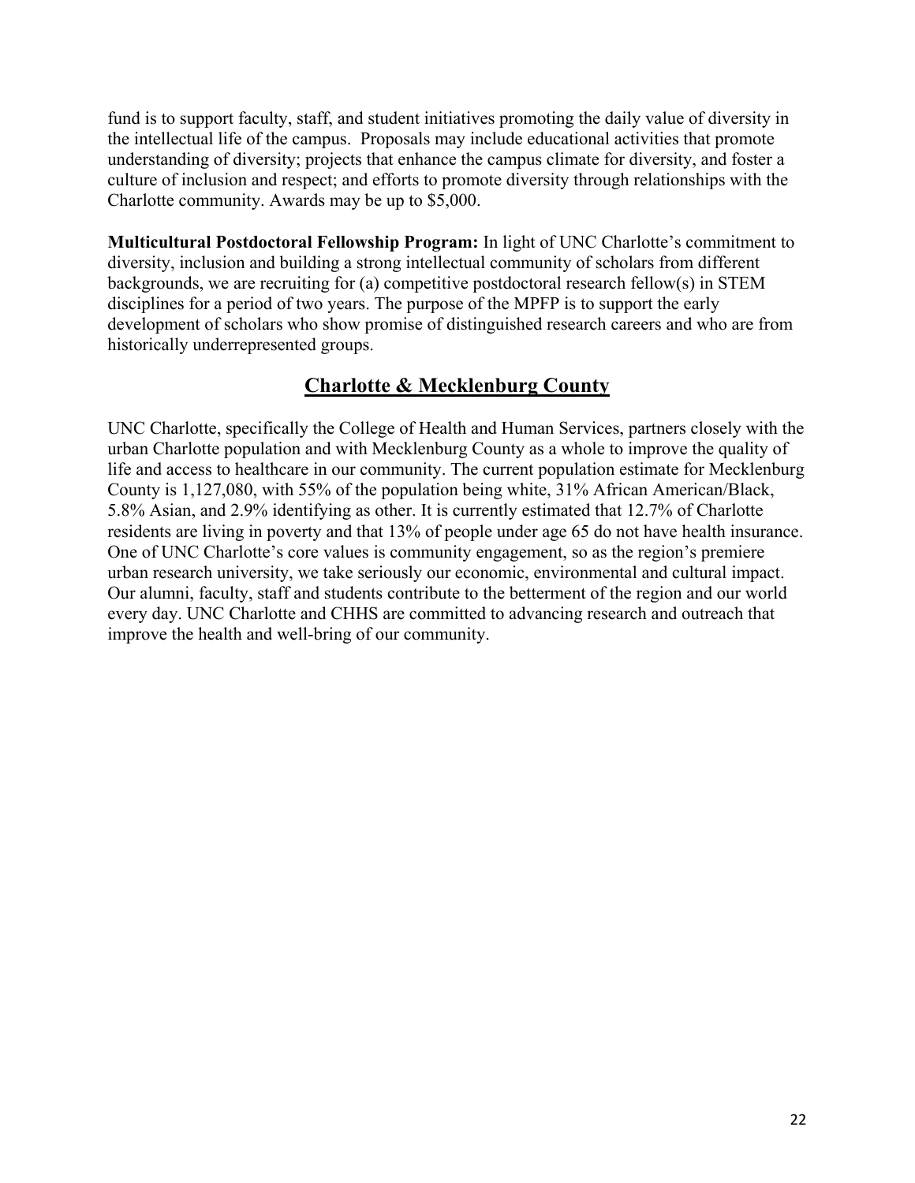fund is to support faculty, staff, and student initiatives promoting the daily value of diversity in the intellectual life of the campus. Proposals may include educational activities that promote understanding of diversity; projects that enhance the campus climate for diversity, and foster a culture of inclusion and respect; and efforts to promote diversity through relationships with the Charlotte community. Awards may be up to $5,000.

**Multicultural Postdoctoral Fellowship Program:** In light of UNC Charlotte's commitment to diversity, inclusion and building a strong intellectual community of scholars from different backgrounds, we are recruiting for (a) competitive postdoctoral research fellow(s) in STEM disciplines for a period of two years. The purpose of the MPFP is to support the early development of scholars who show promise of distinguished research careers and who are from historically underrepresented groups.

## Charlotte & Mecklenburg County

UNC Charlotte, specifically the College of Health and Human Services, partners closely with the urban Charlotte population and with Mecklenburg County as a whole to improve the quality of life and access to healthcare in our community. The current population estimate for Mecklenburg County is 1,127,080, with 55% of the population being white, 31% African American/Black, 5.8% Asian, and 2.9% identifying as other. It is currently estimated that 12.7% of Charlotte residents are living in poverty and that 13% of people under age 65 do not have health insurance. One of UNC Charlotte's core values is community engagement, so as the region's premiere urban research university, we take seriously our economic, environmental and cultural impact. Our alumni, faculty, staff and students contribute to the betterment of the region and our world every day. UNC Charlotte and CHHS are committed to advancing research and outreach that improve the health and well-bring of our community.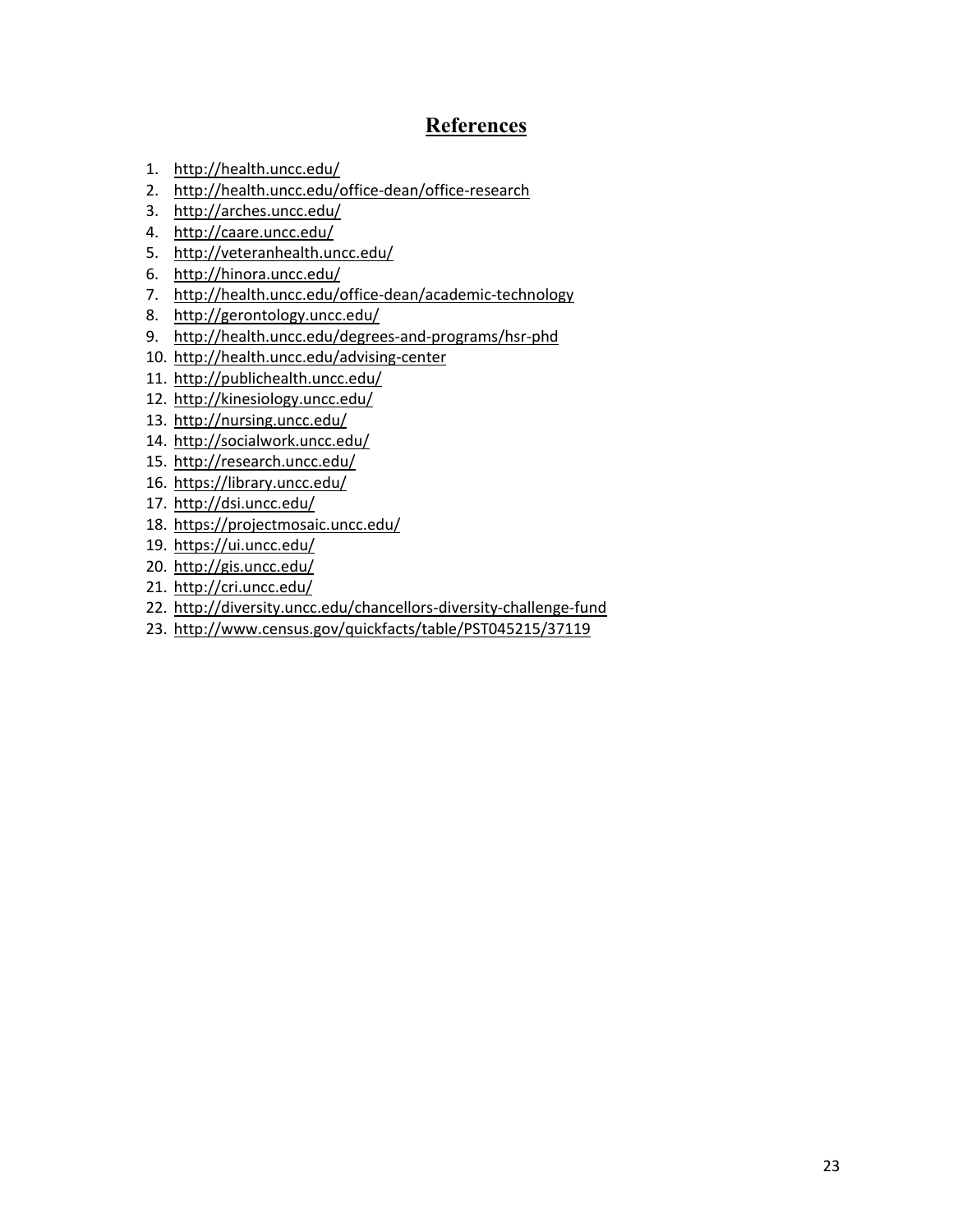# References

1. http://health.uncc.edu/
2. http://health.uncc.edu/office-dean/office-research
3. http://arches.uncc.edu/
4. http://caare.uncc.edu/
5. http://veteranhealth.uncc.edu/
6. http://hinora.uncc.edu/
7. http://health.uncc.edu/office-dean/academic-technology
8. http://gerontology.uncc.edu/
9. http://health.uncc.edu/degrees-and-programs/hsr-phd
10. http://health.uncc.edu/advising-center
11. http://publichealth.uncc.edu/
12. http://kinesiology.uncc.edu/
13. http://nursing.uncc.edu/
14. http://socialwork.uncc.edu/
15. http://research.uncc.edu/
16. https://library.uncc.edu/
17. http://dsi.uncc.edu/
18. https://projectmosaic.uncc.edu/
19. https://ui.uncc.edu/
20. http://gis.uncc.edu/
21. http://cri.uncc.edu/
22. http://diversity.uncc.edu/chancellors-diversity-challenge-fund
23. http://www.census.gov/quickfacts/table/PST045215/37119